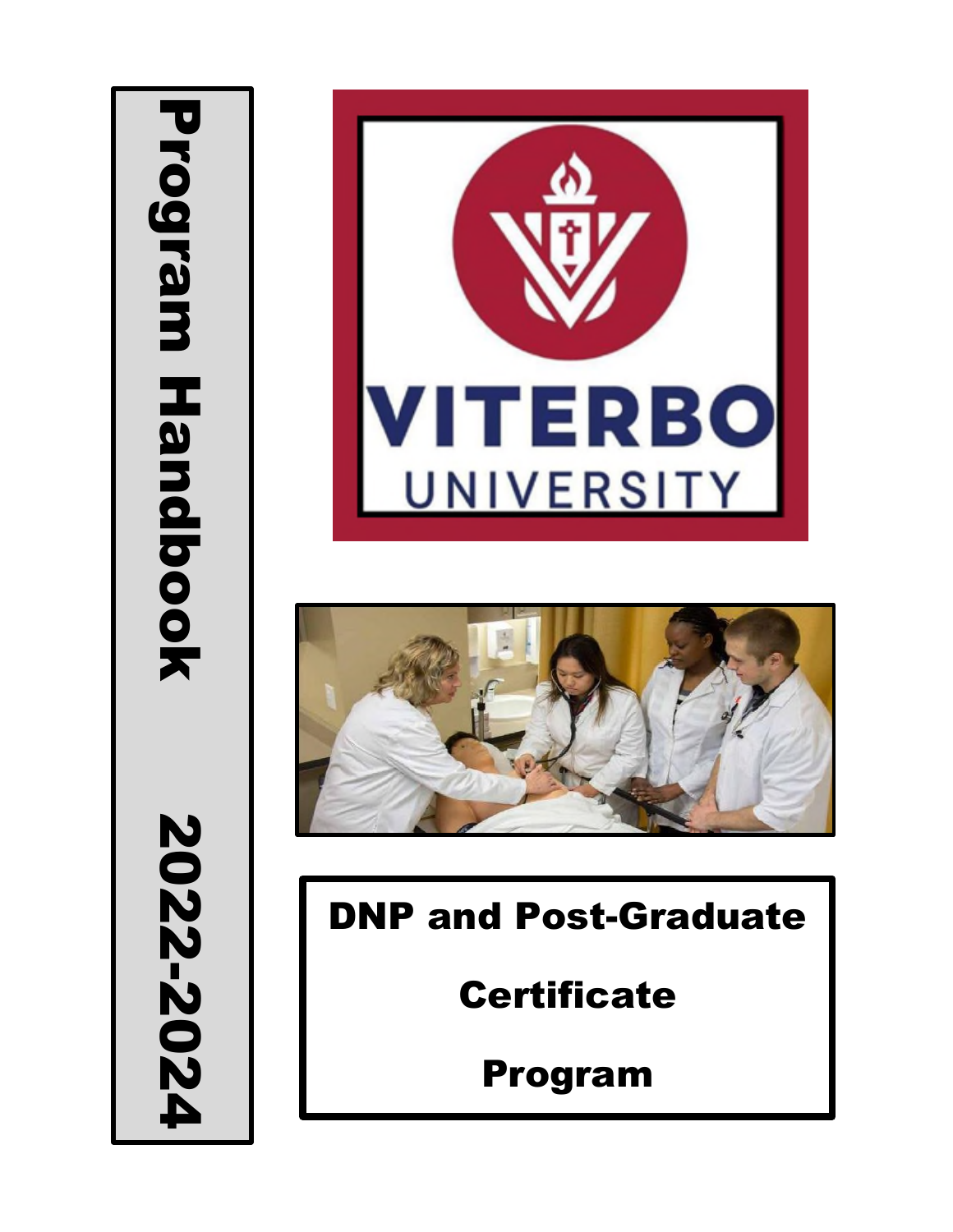Program Handbook 2022-2024

VITERBO UNIVERSITY

# DNP and Post-Graduate Certificate Program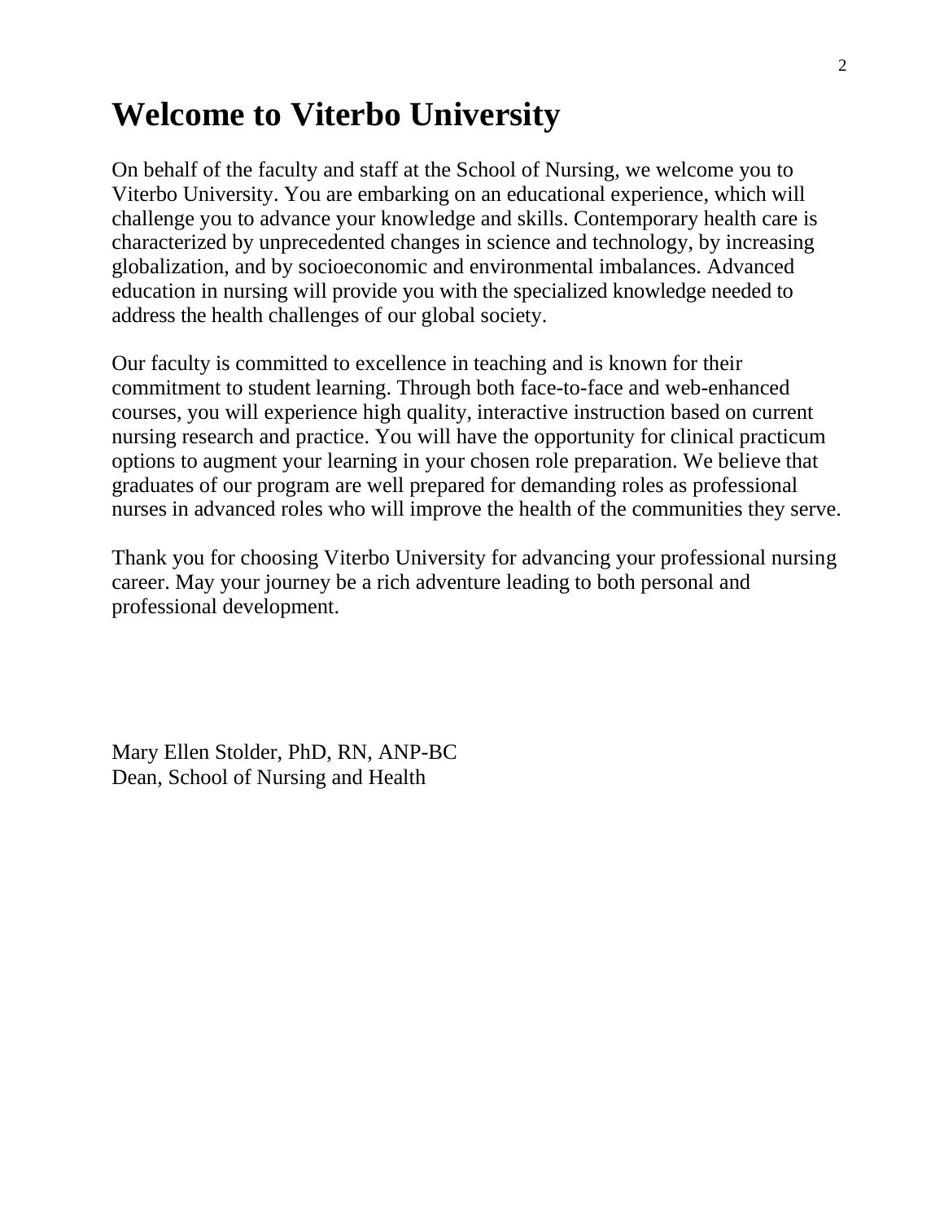# Welcome to Viterbo University

On behalf of the faculty and staff at the School of Nursing, we welcome you to Viterbo University. You are embarking on an educational experience, which will challenge you to advance your knowledge and skills. Contemporary health care is characterized by unprecedented changes in science and technology, by increasing globalization, and by socioeconomic and environmental imbalances. Advanced education in nursing will provide you with the specialized knowledge needed to address the health challenges of our global society.

Our faculty is committed to excellence in teaching and is known for their commitment to student learning. Through both face-to-face and web-enhanced courses, you will experience high quality, interactive instruction based on current nursing research and practice. You will have the opportunity for clinical practicum options to augment your learning in your chosen role preparation. We believe that graduates of our program are well prepared for demanding roles as professional nurses in advanced roles who will improve the health of the communities they serve.

Thank you for choosing Viterbo University for advancing your professional nursing career. May your journey be a rich adventure leading to both personal and professional development.

Mary Ellen Stolder, PhD, RN, ANP-BC
Dean, School of Nursing and Health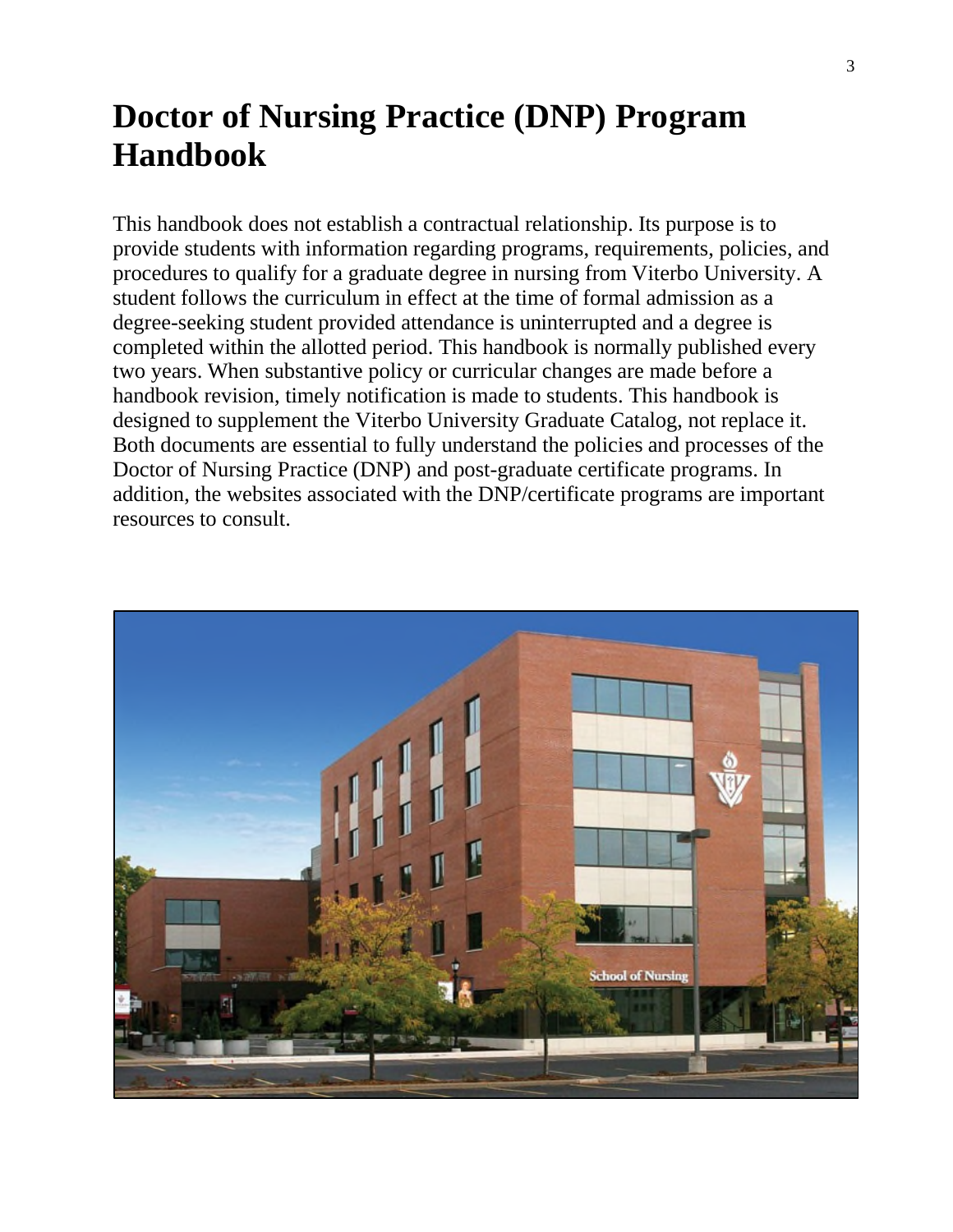# Doctor of Nursing Practice (DNP) Program Handbook

This handbook does not establish a contractual relationship. Its purpose is to provide students with information regarding programs, requirements, policies, and procedures to qualify for a graduate degree in nursing from Viterbo University. A student follows the curriculum in effect at the time of formal admission as a degree-seeking student provided attendance is uninterrupted and a degree is completed within the allotted period. This handbook is normally published every two years. When substantive policy or curricular changes are made before a handbook revision, timely notification is made to students. This handbook is designed to supplement the Viterbo University Graduate Catalog, not replace it. Both documents are essential to fully understand the policies and processes of the Doctor of Nursing Practice (DNP) and post-graduate certificate programs. In addition, the websites associated with the DNP/certificate programs are important resources to consult.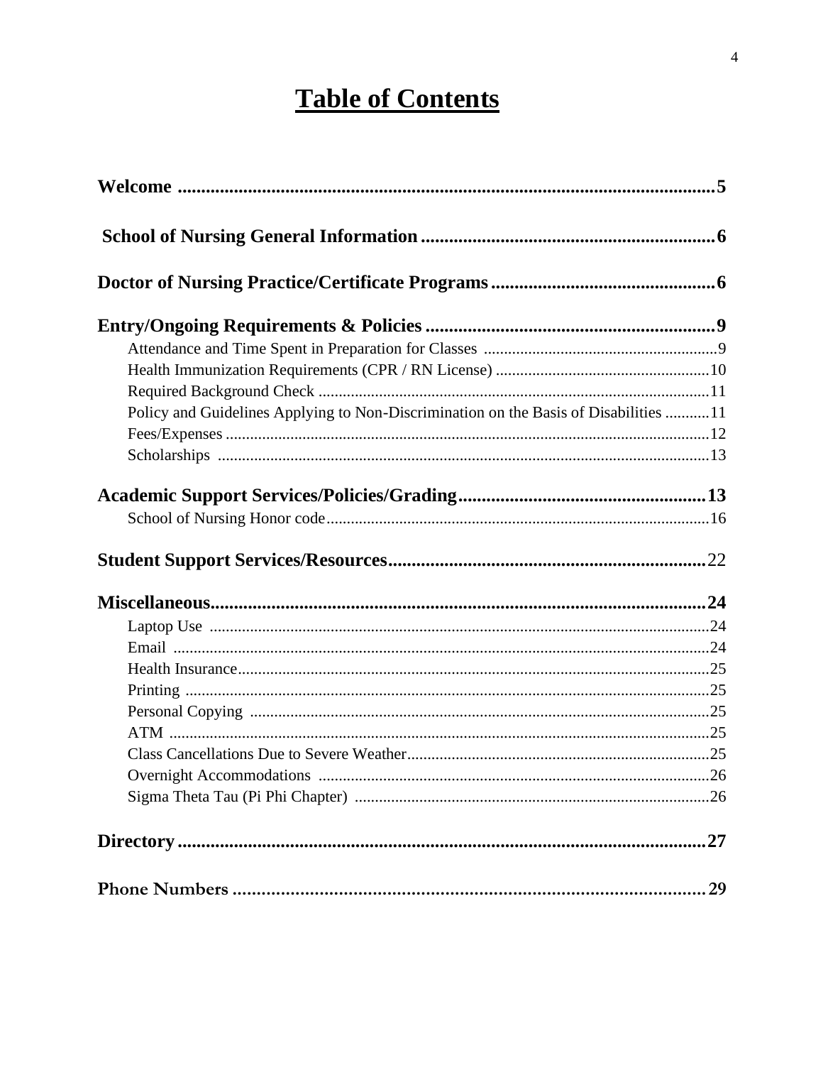# Table of Contents

**Welcome** .................................................................................................................5

**School of Nursing General Information** ...............................................................6

**Doctor of Nursing Practice/Certificate Programs** ................................................6

**Entry/Ongoing Requirements & Policies** ..............................................................9

- Attendance and Time Spent in Preparation for Classes .........................................................9
- Health Immunization Requirements (CPR / RN License) ....................................................10
- Required Background Check ................................................................................................11
- Policy and Guidelines Applying to Non-Discrimination on the Basis of Disabilities ...........11
- Fees/Expenses .......................................................................................................................12
- Scholarships .........................................................................................................................13

**Academic Support Services/Policies/Grading** .....................................................13

- School of Nursing Honor code..............................................................................................16

**Student Support Services/Resources**....................................................................22

**Miscellaneous**..........................................................................................................24

- Laptop Use ...........................................................................................................................24
- Email ....................................................................................................................................24
- Health Insurance....................................................................................................................25
- Printing .................................................................................................................................25
- Personal Copying .................................................................................................................25
- ATM .....................................................................................................................................25
- Class Cancellations Due to Severe Weather..........................................................................25
- Overnight Accommodations ................................................................................................26
- Sigma Theta Tau (Pi Phi Chapter) .......................................................................................26

**Directory** .................................................................................................................27

**Phone Numbers** ......................................................................................................29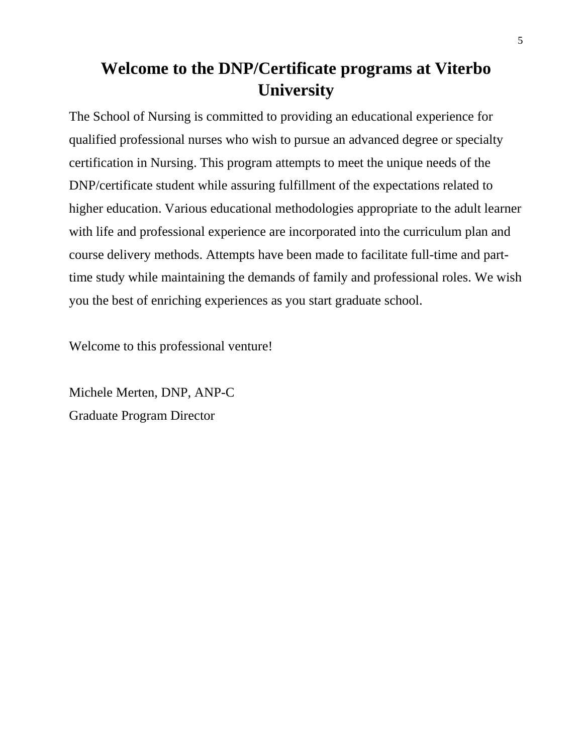# Welcome to the DNP/Certificate programs at Viterbo University

The School of Nursing is committed to providing an educational experience for qualified professional nurses who wish to pursue an advanced degree or specialty certification in Nursing. This program attempts to meet the unique needs of the DNP/certificate student while assuring fulfillment of the expectations related to higher education. Various educational methodologies appropriate to the adult learner with life and professional experience are incorporated into the curriculum plan and course delivery methods. Attempts have been made to facilitate full-time and part-time study while maintaining the demands of family and professional roles. We wish you the best of enriching experiences as you start graduate school.

Welcome to this professional venture!

Michele Merten, DNP, ANP-C
Graduate Program Director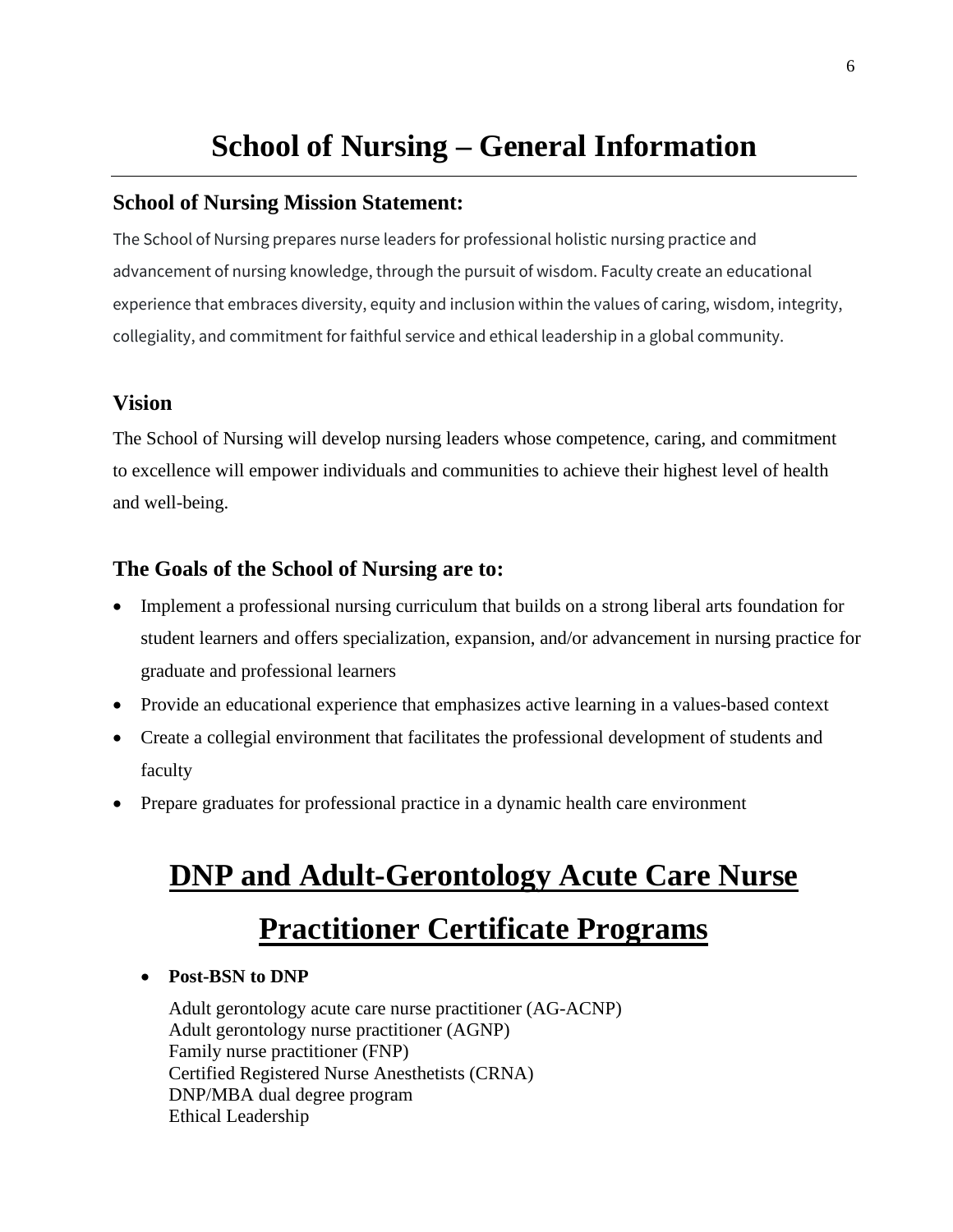# School of Nursing – General Information

### School of Nursing Mission Statement:

The School of Nursing prepares nurse leaders for professional holistic nursing practice and advancement of nursing knowledge, through the pursuit of wisdom. Faculty create an educational experience that embraces diversity, equity and inclusion within the values of caring, wisdom, integrity, collegiality, and commitment for faithful service and ethical leadership in a global community.

### Vision

The School of Nursing will develop nursing leaders whose competence, caring, and commitment to excellence will empower individuals and communities to achieve their highest level of health and well-being.

### The Goals of the School of Nursing are to:

- Implement a professional nursing curriculum that builds on a strong liberal arts foundation for student learners and offers specialization, expansion, and/or advancement in nursing practice for graduate and professional learners
- Provide an educational experience that emphasizes active learning in a values-based context
- Create a collegial environment that facilitates the professional development of students and faculty
- Prepare graduates for professional practice in a dynamic health care environment

# DNP and Adult-Gerontology Acute Care Nurse Practitioner Certificate Programs

- **Post-BSN to DNP**

  Adult gerontology acute care nurse practitioner (AG-ACNP)
  Adult gerontology nurse practitioner (AGNP)
  Family nurse practitioner (FNP)
  Certified Registered Nurse Anesthetists (CRNA)
  DNP/MBA dual degree program
  Ethical Leadership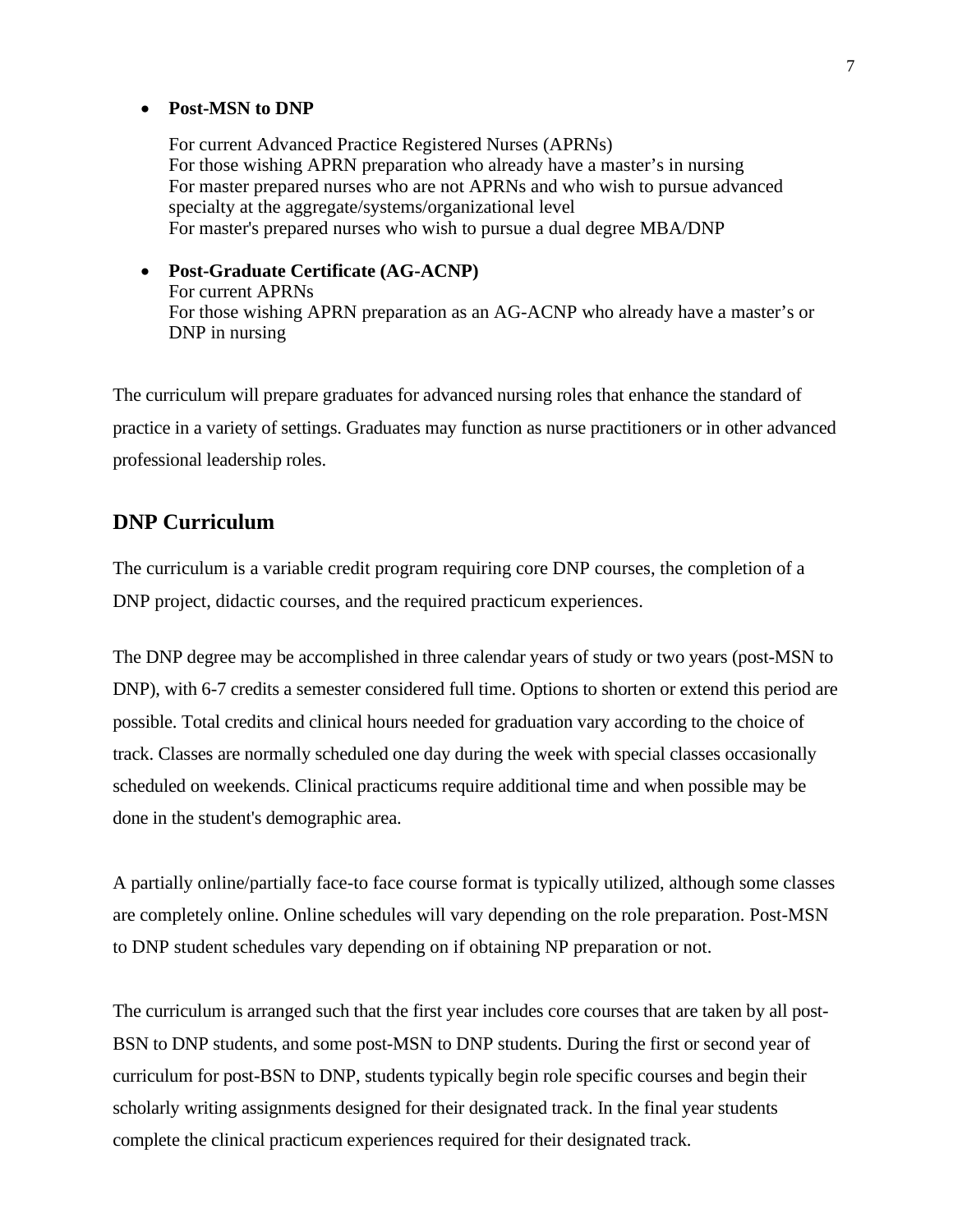- **Post-MSN to DNP**

  For current Advanced Practice Registered Nurses (APRNs)
  For those wishing APRN preparation who already have a master's in nursing
  For master prepared nurses who are not APRNs and who wish to pursue advanced specialty at the aggregate/systems/organizational level
  For master's prepared nurses who wish to pursue a dual degree MBA/DNP

- **Post-Graduate Certificate (AG-ACNP)**
  For current APRNs
  For those wishing APRN preparation as an AG-ACNP who already have a master's or DNP in nursing

The curriculum will prepare graduates for advanced nursing roles that enhance the standard of practice in a variety of settings. Graduates may function as nurse practitioners or in other advanced professional leadership roles.

## DNP Curriculum

The curriculum is a variable credit program requiring core DNP courses, the completion of a DNP project, didactic courses, and the required practicum experiences.

The DNP degree may be accomplished in three calendar years of study or two years (post-MSN to DNP), with 6-7 credits a semester considered full time. Options to shorten or extend this period are possible. Total credits and clinical hours needed for graduation vary according to the choice of track. Classes are normally scheduled one day during the week with special classes occasionally scheduled on weekends. Clinical practicums require additional time and when possible may be done in the student's demographic area.

A partially online/partially face-to face course format is typically utilized, although some classes are completely online. Online schedules will vary depending on the role preparation. Post-MSN to DNP student schedules vary depending on if obtaining NP preparation or not.

The curriculum is arranged such that the first year includes core courses that are taken by all post-BSN to DNP students, and some post-MSN to DNP students. During the first or second year of curriculum for post-BSN to DNP, students typically begin role specific courses and begin their scholarly writing assignments designed for their designated track. In the final year students complete the clinical practicum experiences required for their designated track.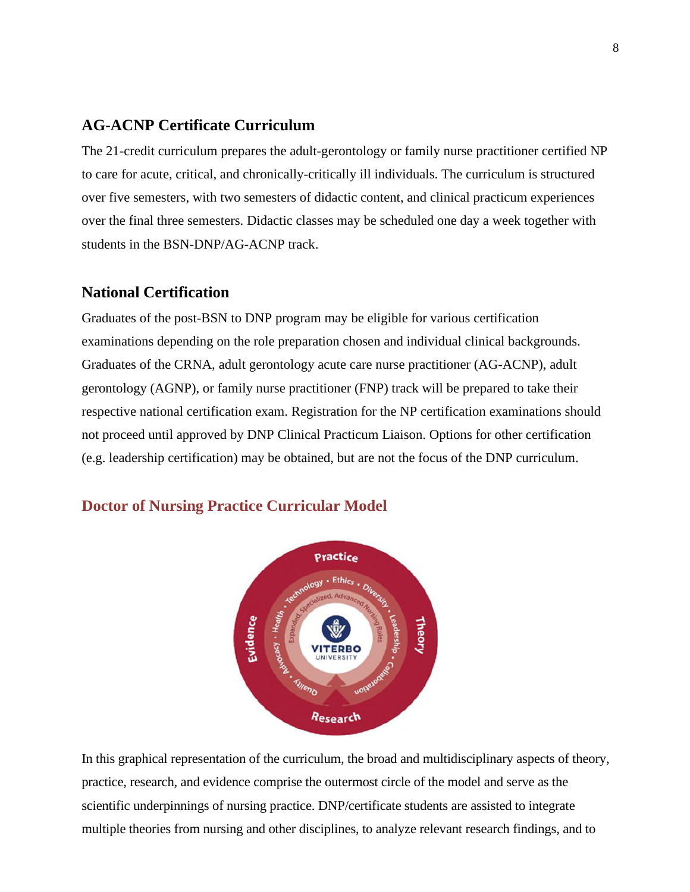## AG-ACNP Certificate Curriculum

The 21-credit curriculum prepares the adult-gerontology or family nurse practitioner certified NP to care for acute, critical, and chronically-critically ill individuals. The curriculum is structured over five semesters, with two semesters of didactic content, and clinical practicum experiences over the final three semesters. Didactic classes may be scheduled one day a week together with students in the BSN-DNP/AG-ACNP track.

## National Certification

Graduates of the post-BSN to DNP program may be eligible for various certification examinations depending on the role preparation chosen and individual clinical backgrounds. Graduates of the CRNA, adult gerontology acute care nurse practitioner (AG-ACNP), adult gerontology (AGNP), or family nurse practitioner (FNP) track will be prepared to take their respective national certification exam. Registration for the NP certification examinations should not proceed until approved by DNP Clinical Practicum Liaison. Options for other certification (e.g. leadership certification) may be obtained, but are not the focus of the DNP curriculum.

## Doctor of Nursing Practice Curricular Model

Practice

Theory

Research

Evidence

Technology • Ethics • Diversity • Leadership • Collaboration • Quality • Advocacy • Health

Expanded, Specialized, Advanced Nursing Roles

VITERBO UNIVERSITY

In this graphical representation of the curriculum, the broad and multidisciplinary aspects of theory, practice, research, and evidence comprise the outermost circle of the model and serve as the scientific underpinnings of nursing practice. DNP/certificate students are assisted to integrate multiple theories from nursing and other disciplines, to analyze relevant research findings, and to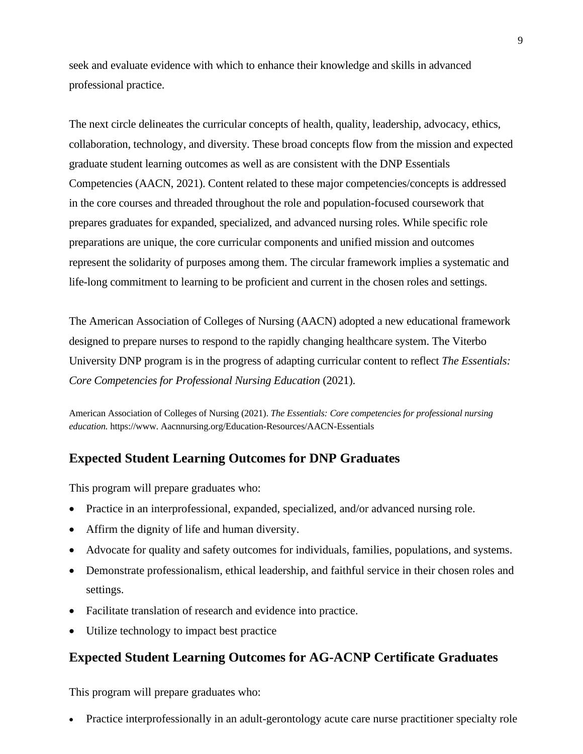seek and evaluate evidence with which to enhance their knowledge and skills in advanced professional practice.

The next circle delineates the curricular concepts of health, quality, leadership, advocacy, ethics, collaboration, technology, and diversity. These broad concepts flow from the mission and expected graduate student learning outcomes as well as are consistent with the DNP Essentials Competencies (AACN, 2021). Content related to these major competencies/concepts is addressed in the core courses and threaded throughout the role and population-focused coursework that prepares graduates for expanded, specialized, and advanced nursing roles. While specific role preparations are unique, the core curricular components and unified mission and outcomes represent the solidarity of purposes among them. The circular framework implies a systematic and life-long commitment to learning to be proficient and current in the chosen roles and settings.

The American Association of Colleges of Nursing (AACN) adopted a new educational framework designed to prepare nurses to respond to the rapidly changing healthcare system. The Viterbo University DNP program is in the progress of adapting curricular content to reflect *The Essentials: Core Competencies for Professional Nursing Education* (2021).

American Association of Colleges of Nursing (2021). *The Essentials: Core competencies for professional nursing education.* https://www. Aacnnursing.org/Education-Resources/AACN-Essentials

## Expected Student Learning Outcomes for DNP Graduates

This program will prepare graduates who:

- Practice in an interprofessional, expanded, specialized, and/or advanced nursing role.
- Affirm the dignity of life and human diversity.
- Advocate for quality and safety outcomes for individuals, families, populations, and systems.
- Demonstrate professionalism, ethical leadership, and faithful service in their chosen roles and settings.
- Facilitate translation of research and evidence into practice.
- Utilize technology to impact best practice

## Expected Student Learning Outcomes for AG-ACNP Certificate Graduates

This program will prepare graduates who:

- Practice interprofessionally in an adult-gerontology acute care nurse practitioner specialty role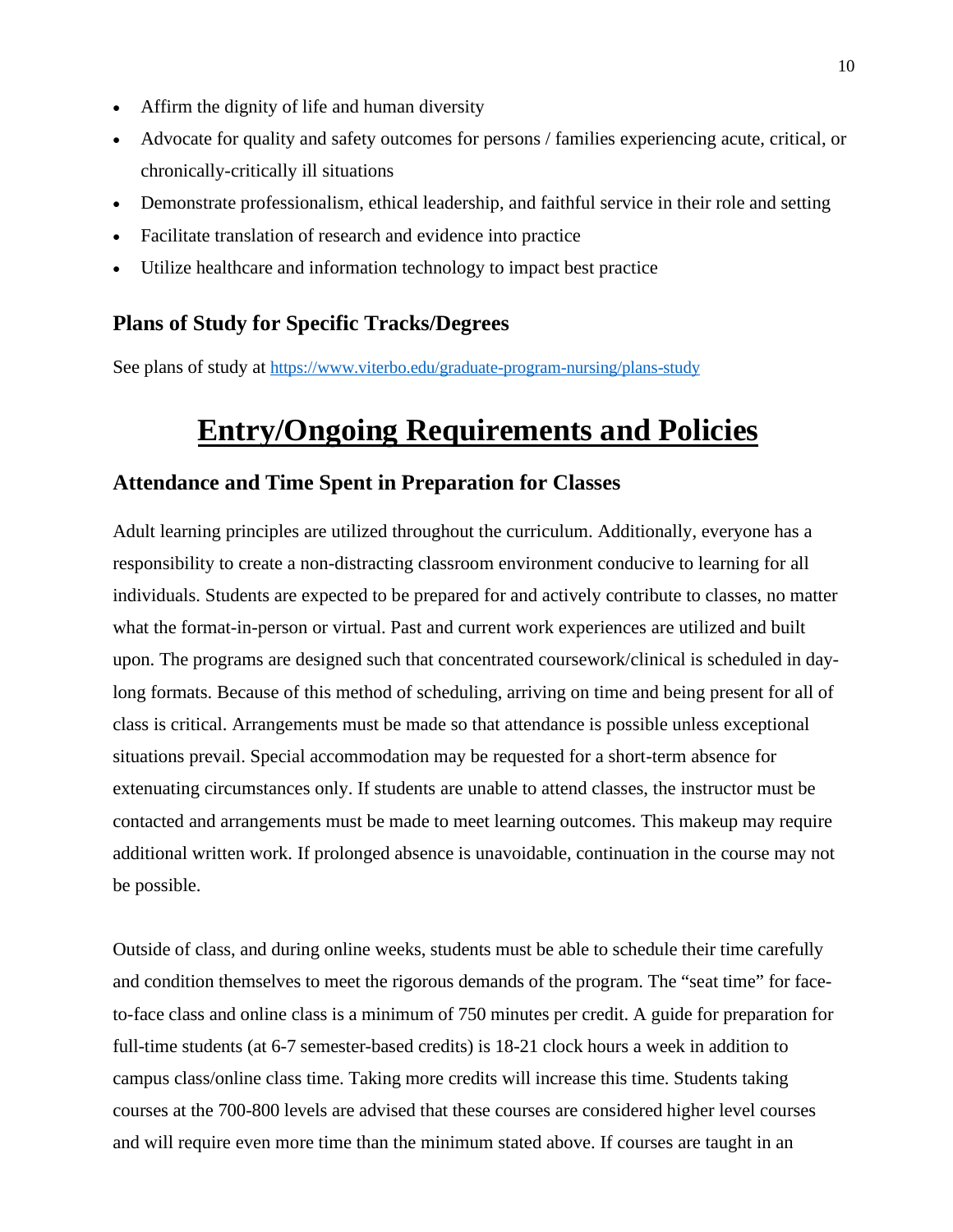- Affirm the dignity of life and human diversity
- Advocate for quality and safety outcomes for persons / families experiencing acute, critical, or chronically-critically ill situations
- Demonstrate professionalism, ethical leadership, and faithful service in their role and setting
- Facilitate translation of research and evidence into practice
- Utilize healthcare and information technology to impact best practice

### Plans of Study for Specific Tracks/Degrees

See plans of study at https://www.viterbo.edu/graduate-program-nursing/plans-study

## Entry/Ongoing Requirements and Policies

### Attendance and Time Spent in Preparation for Classes

Adult learning principles are utilized throughout the curriculum. Additionally, everyone has a responsibility to create a non-distracting classroom environment conducive to learning for all individuals. Students are expected to be prepared for and actively contribute to classes, no matter what the format-in-person or virtual. Past and current work experiences are utilized and built upon. The programs are designed such that concentrated coursework/clinical is scheduled in day-long formats. Because of this method of scheduling, arriving on time and being present for all of class is critical. Arrangements must be made so that attendance is possible unless exceptional situations prevail. Special accommodation may be requested for a short-term absence for extenuating circumstances only. If students are unable to attend classes, the instructor must be contacted and arrangements must be made to meet learning outcomes. This makeup may require additional written work. If prolonged absence is unavoidable, continuation in the course may not be possible.

Outside of class, and during online weeks, students must be able to schedule their time carefully and condition themselves to meet the rigorous demands of the program. The "seat time" for face-to-face class and online class is a minimum of 750 minutes per credit. A guide for preparation for full-time students (at 6-7 semester-based credits) is 18-21 clock hours a week in addition to campus class/online class time. Taking more credits will increase this time. Students taking courses at the 700-800 levels are advised that these courses are considered higher level courses and will require even more time than the minimum stated above. If courses are taught in an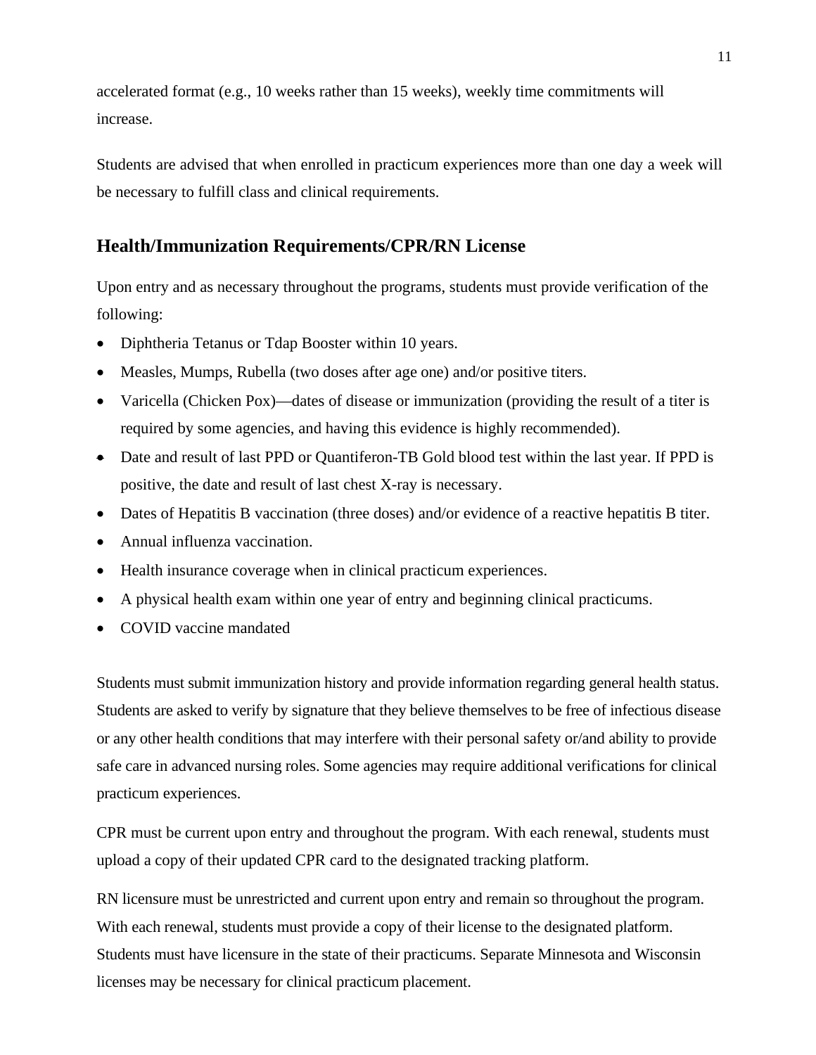accelerated format (e.g., 10 weeks rather than 15 weeks), weekly time commitments will increase.

Students are advised that when enrolled in practicum experiences more than one day a week will be necessary to fulfill class and clinical requirements.

## Health/Immunization Requirements/CPR/RN License

Upon entry and as necessary throughout the programs, students must provide verification of the following:

- Diphtheria Tetanus or Tdap Booster within 10 years.
- Measles, Mumps, Rubella (two doses after age one) and/or positive titers.
- Varicella (Chicken Pox)—dates of disease or immunization (providing the result of a titer is required by some agencies, and having this evidence is highly recommended).
- Date and result of last PPD or Quantiferon-TB Gold blood test within the last year. If PPD is positive, the date and result of last chest X-ray is necessary.
- Dates of Hepatitis B vaccination (three doses) and/or evidence of a reactive hepatitis B titer.
- Annual influenza vaccination.
- Health insurance coverage when in clinical practicum experiences.
- A physical health exam within one year of entry and beginning clinical practicums.
- COVID vaccine mandated

Students must submit immunization history and provide information regarding general health status. Students are asked to verify by signature that they believe themselves to be free of infectious disease or any other health conditions that may interfere with their personal safety or/and ability to provide safe care in advanced nursing roles. Some agencies may require additional verifications for clinical practicum experiences.

CPR must be current upon entry and throughout the program. With each renewal, students must upload a copy of their updated CPR card to the designated tracking platform.

RN licensure must be unrestricted and current upon entry and remain so throughout the program. With each renewal, students must provide a copy of their license to the designated platform. Students must have licensure in the state of their practicums. Separate Minnesota and Wisconsin licenses may be necessary for clinical practicum placement.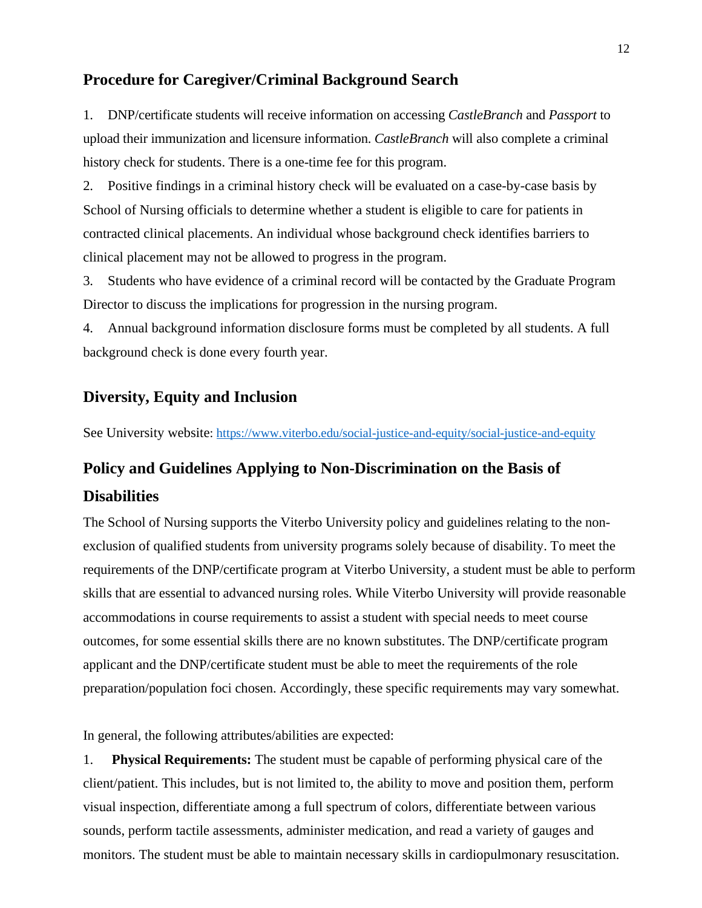## Procedure for Caregiver/Criminal Background Search

1. DNP/certificate students will receive information on accessing *CastleBranch* and *Passport* to upload their immunization and licensure information. *CastleBranch* will also complete a criminal history check for students. There is a one-time fee for this program.
2. Positive findings in a criminal history check will be evaluated on a case-by-case basis by School of Nursing officials to determine whether a student is eligible to care for patients in contracted clinical placements. An individual whose background check identifies barriers to clinical placement may not be allowed to progress in the program.
3. Students who have evidence of a criminal record will be contacted by the Graduate Program Director to discuss the implications for progression in the nursing program.
4. Annual background information disclosure forms must be completed by all students. A full background check is done every fourth year.

## Diversity, Equity and Inclusion

See University website: https://www.viterbo.edu/social-justice-and-equity/social-justice-and-equity

## Policy and Guidelines Applying to Non-Discrimination on the Basis of Disabilities

The School of Nursing supports the Viterbo University policy and guidelines relating to the non-exclusion of qualified students from university programs solely because of disability. To meet the requirements of the DNP/certificate program at Viterbo University, a student must be able to perform skills that are essential to advanced nursing roles. While Viterbo University will provide reasonable accommodations in course requirements to assist a student with special needs to meet course outcomes, for some essential skills there are no known substitutes. The DNP/certificate program applicant and the DNP/certificate student must be able to meet the requirements of the role preparation/population foci chosen. Accordingly, these specific requirements may vary somewhat.

In general, the following attributes/abilities are expected:

1. **Physical Requirements:** The student must be capable of performing physical care of the client/patient. This includes, but is not limited to, the ability to move and position them, perform visual inspection, differentiate among a full spectrum of colors, differentiate between various sounds, perform tactile assessments, administer medication, and read a variety of gauges and monitors. The student must be able to maintain necessary skills in cardiopulmonary resuscitation.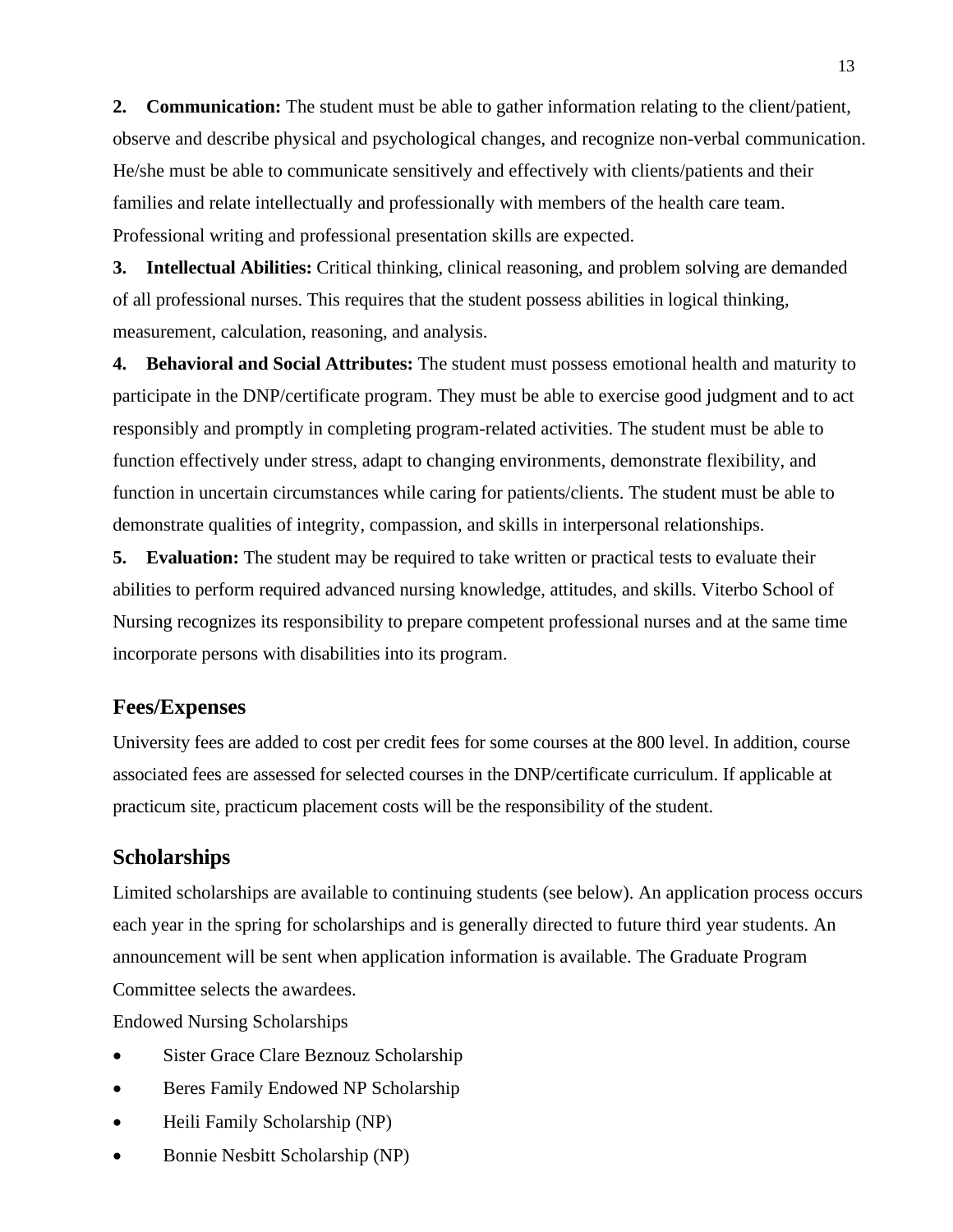**2. Communication:** The student must be able to gather information relating to the client/patient, observe and describe physical and psychological changes, and recognize non-verbal communication. He/she must be able to communicate sensitively and effectively with clients/patients and their families and relate intellectually and professionally with members of the health care team. Professional writing and professional presentation skills are expected.

**3. Intellectual Abilities:** Critical thinking, clinical reasoning, and problem solving are demanded of all professional nurses. This requires that the student possess abilities in logical thinking, measurement, calculation, reasoning, and analysis.

**4. Behavioral and Social Attributes:** The student must possess emotional health and maturity to participate in the DNP/certificate program. They must be able to exercise good judgment and to act responsibly and promptly in completing program-related activities. The student must be able to function effectively under stress, adapt to changing environments, demonstrate flexibility, and function in uncertain circumstances while caring for patients/clients. The student must be able to demonstrate qualities of integrity, compassion, and skills in interpersonal relationships.

**5. Evaluation:** The student may be required to take written or practical tests to evaluate their abilities to perform required advanced nursing knowledge, attitudes, and skills. Viterbo School of Nursing recognizes its responsibility to prepare competent professional nurses and at the same time incorporate persons with disabilities into its program.

## Fees/Expenses

University fees are added to cost per credit fees for some courses at the 800 level. In addition, course associated fees are assessed for selected courses in the DNP/certificate curriculum. If applicable at practicum site, practicum placement costs will be the responsibility of the student.

## Scholarships

Limited scholarships are available to continuing students (see below). An application process occurs each year in the spring for scholarships and is generally directed to future third year students. An announcement will be sent when application information is available. The Graduate Program Committee selects the awardees.

Endowed Nursing Scholarships

- Sister Grace Clare Beznouz Scholarship
- Beres Family Endowed NP Scholarship
- Heili Family Scholarship (NP)
- Bonnie Nesbitt Scholarship (NP)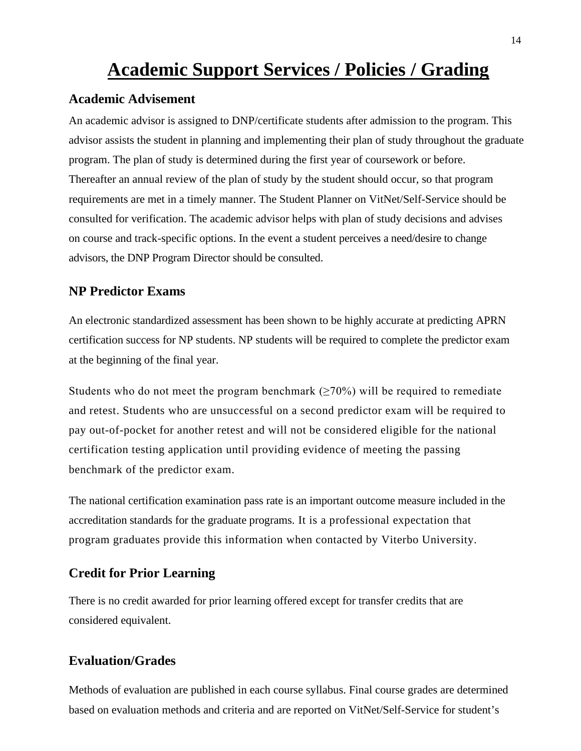# Academic Support Services / Policies / Grading

## Academic Advisement

An academic advisor is assigned to DNP/certificate students after admission to the program. This advisor assists the student in planning and implementing their plan of study throughout the graduate program. The plan of study is determined during the first year of coursework or before. Thereafter an annual review of the plan of study by the student should occur, so that program requirements are met in a timely manner. The Student Planner on VitNet/Self-Service should be consulted for verification. The academic advisor helps with plan of study decisions and advises on course and track-specific options. In the event a student perceives a need/desire to change advisors, the DNP Program Director should be consulted.

## NP Predictor Exams

An electronic standardized assessment has been shown to be highly accurate at predicting APRN certification success for NP students. NP students will be required to complete the predictor exam at the beginning of the final year.

Students who do not meet the program benchmark (≥70%) will be required to remediate and retest. Students who are unsuccessful on a second predictor exam will be required to pay out-of-pocket for another retest and will not be considered eligible for the national certification testing application until providing evidence of meeting the passing benchmark of the predictor exam.

The national certification examination pass rate is an important outcome measure included in the accreditation standards for the graduate programs. It is a professional expectation that program graduates provide this information when contacted by Viterbo University.

## Credit for Prior Learning

There is no credit awarded for prior learning offered except for transfer credits that are considered equivalent.

## Evaluation/Grades

Methods of evaluation are published in each course syllabus. Final course grades are determined based on evaluation methods and criteria and are reported on VitNet/Self-Service for student's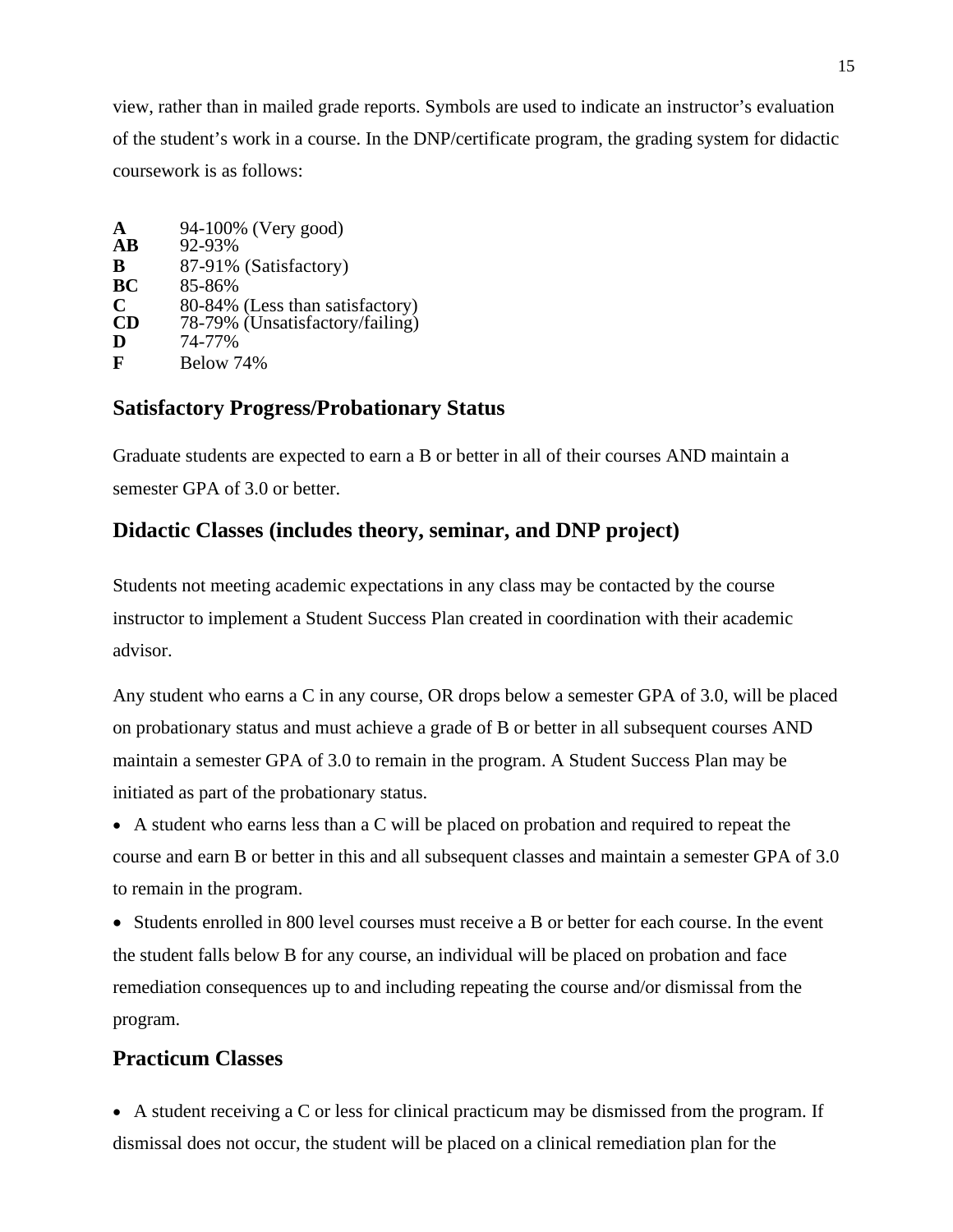view, rather than in mailed grade reports. Symbols are used to indicate an instructor's evaluation of the student's work in a course. In the DNP/certificate program, the grading system for didactic coursework is as follows:

| | |
|---|---|
| **A** | 94-100% (Very good) |
| **AB** | 92-93% |
| **B** | 87-91% (Satisfactory) |
| **BC** | 85-86% |
| **C** | 80-84% (Less than satisfactory) |
| **CD** | 78-79% (Unsatisfactory/failing) |
| **D** | 74-77% |
| **F** | Below 74% |

## Satisfactory Progress/Probationary Status

Graduate students are expected to earn a B or better in all of their courses AND maintain a semester GPA of 3.0 or better.

## Didactic Classes (includes theory, seminar, and DNP project)

Students not meeting academic expectations in any class may be contacted by the course instructor to implement a Student Success Plan created in coordination with their academic advisor.

Any student who earns a C in any course, OR drops below a semester GPA of 3.0, will be placed on probationary status and must achieve a grade of B or better in all subsequent courses AND maintain a semester GPA of 3.0 to remain in the program. A Student Success Plan may be initiated as part of the probationary status.

- A student who earns less than a C will be placed on probation and required to repeat the course and earn B or better in this and all subsequent classes and maintain a semester GPA of 3.0 to remain in the program.
- Students enrolled in 800 level courses must receive a B or better for each course. In the event the student falls below B for any course, an individual will be placed on probation and face remediation consequences up to and including repeating the course and/or dismissal from the program.

## Practicum Classes

- A student receiving a C or less for clinical practicum may be dismissed from the program. If dismissal does not occur, the student will be placed on a clinical remediation plan for the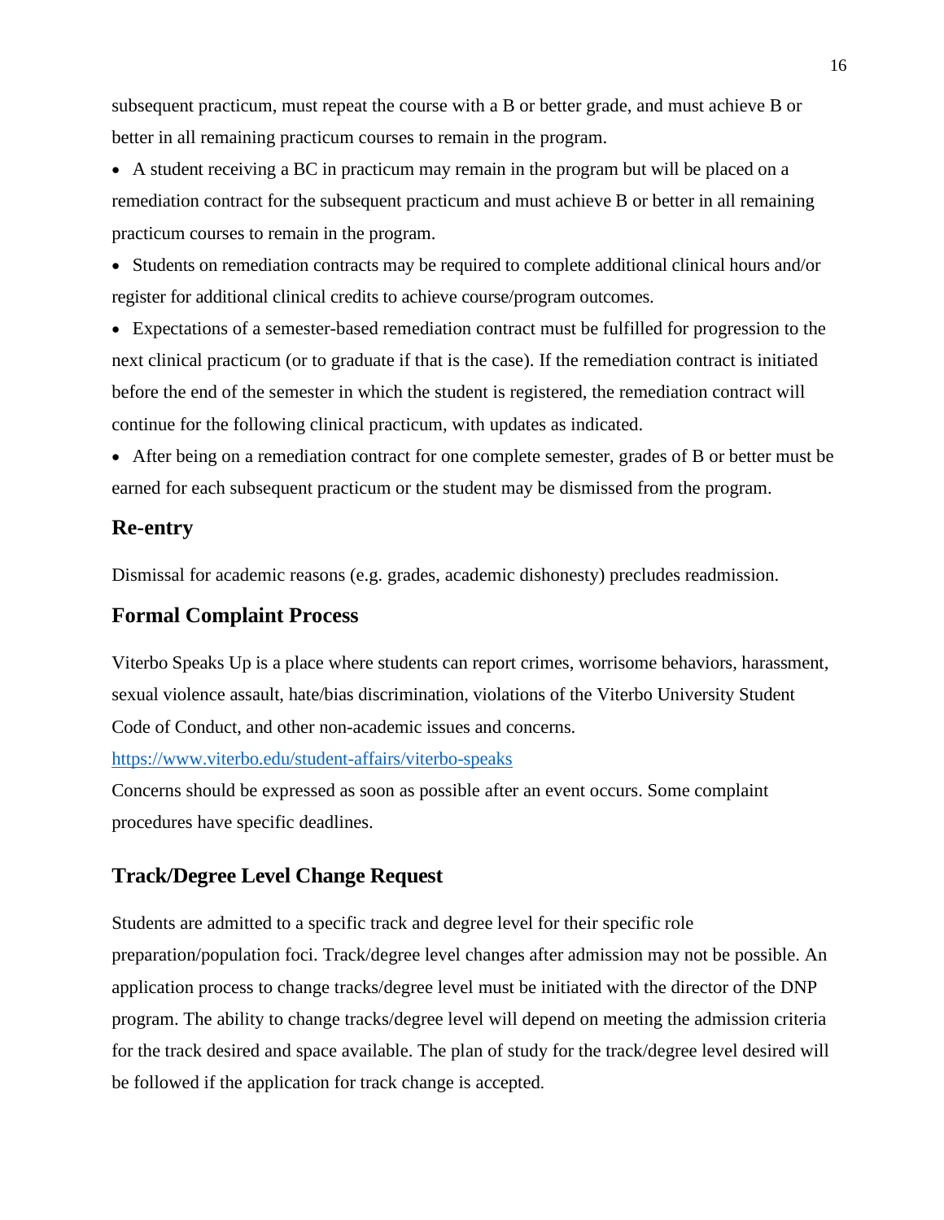subsequent practicum, must repeat the course with a B or better grade, and must achieve B or better in all remaining practicum courses to remain in the program.

- A student receiving a BC in practicum may remain in the program but will be placed on a remediation contract for the subsequent practicum and must achieve B or better in all remaining practicum courses to remain in the program.
- Students on remediation contracts may be required to complete additional clinical hours and/or register for additional clinical credits to achieve course/program outcomes.
- Expectations of a semester-based remediation contract must be fulfilled for progression to the next clinical practicum (or to graduate if that is the case). If the remediation contract is initiated before the end of the semester in which the student is registered, the remediation contract will continue for the following clinical practicum, with updates as indicated.
- After being on a remediation contract for one complete semester, grades of B or better must be earned for each subsequent practicum or the student may be dismissed from the program.

## Re-entry

Dismissal for academic reasons (e.g. grades, academic dishonesty) precludes readmission.

## Formal Complaint Process

Viterbo Speaks Up is a place where students can report crimes, worrisome behaviors, harassment, sexual violence assault, hate/bias discrimination, violations of the Viterbo University Student Code of Conduct, and other non-academic issues and concerns.
https://www.viterbo.edu/student-affairs/viterbo-speaks
Concerns should be expressed as soon as possible after an event occurs. Some complaint procedures have specific deadlines.

## Track/Degree Level Change Request

Students are admitted to a specific track and degree level for their specific role preparation/population foci. Track/degree level changes after admission may not be possible. An application process to change tracks/degree level must be initiated with the director of the DNP program. The ability to change tracks/degree level will depend on meeting the admission criteria for the track desired and space available. The plan of study for the track/degree level desired will be followed if the application for track change is accepted.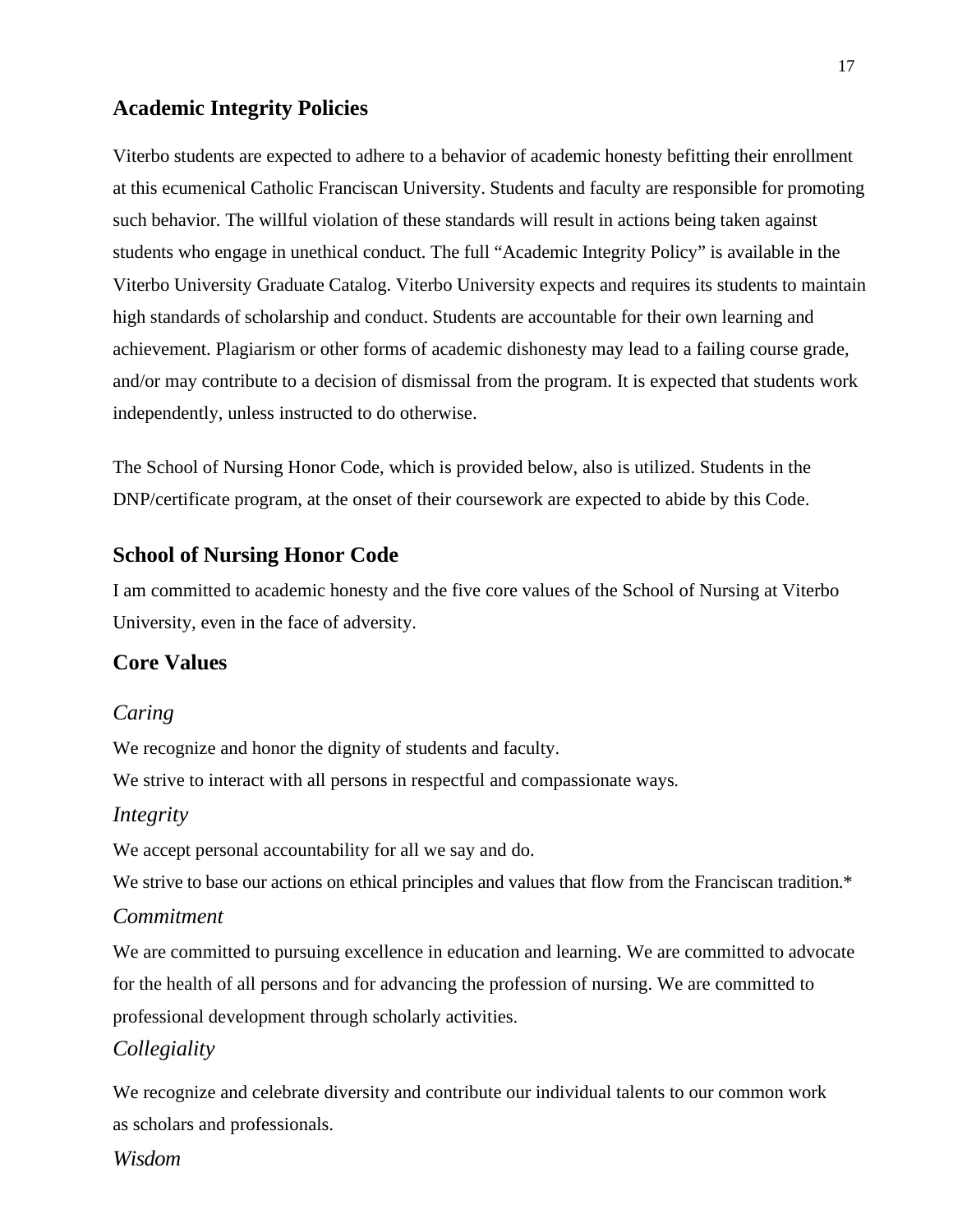## Academic Integrity Policies

Viterbo students are expected to adhere to a behavior of academic honesty befitting their enrollment at this ecumenical Catholic Franciscan University. Students and faculty are responsible for promoting such behavior. The willful violation of these standards will result in actions being taken against students who engage in unethical conduct. The full "Academic Integrity Policy" is available in the Viterbo University Graduate Catalog. Viterbo University expects and requires its students to maintain high standards of scholarship and conduct. Students are accountable for their own learning and achievement. Plagiarism or other forms of academic dishonesty may lead to a failing course grade, and/or may contribute to a decision of dismissal from the program. It is expected that students work independently, unless instructed to do otherwise.

The School of Nursing Honor Code, which is provided below, also is utilized. Students in the DNP/certificate program, at the onset of their coursework are expected to abide by this Code.

## School of Nursing Honor Code

I am committed to academic honesty and the five core values of the School of Nursing at Viterbo University, even in the face of adversity.

## Core Values

### *Caring*

We recognize and honor the dignity of students and faculty.

We strive to interact with all persons in respectful and compassionate ways.

### *Integrity*

We accept personal accountability for all we say and do.

We strive to base our actions on ethical principles and values that flow from the Franciscan tradition.*

### *Commitment*

We are committed to pursuing excellence in education and learning. We are committed to advocate for the health of all persons and for advancing the profession of nursing. We are committed to professional development through scholarly activities.

### *Collegiality*

We recognize and celebrate diversity and contribute our individual talents to our common work as scholars and professionals.

### *Wisdom*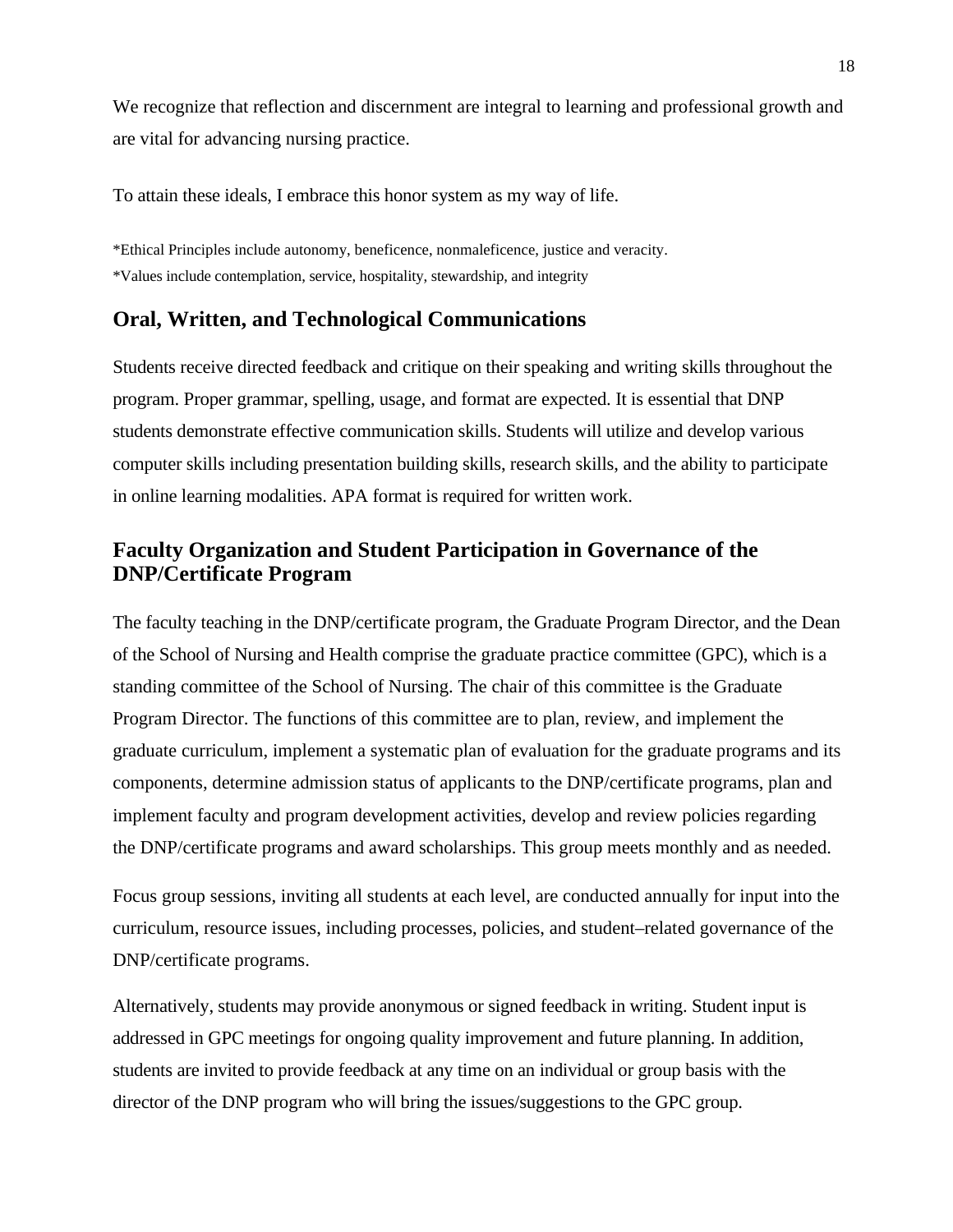We recognize that reflection and discernment are integral to learning and professional growth and are vital for advancing nursing practice.

To attain these ideals, I embrace this honor system as my way of life.

*Ethical Principles include autonomy, beneficence, nonmaleficence, justice and veracity.
*Values include contemplation, service, hospitality, stewardship, and integrity

## Oral, Written, and Technological Communications

Students receive directed feedback and critique on their speaking and writing skills throughout the program. Proper grammar, spelling, usage, and format are expected. It is essential that DNP students demonstrate effective communication skills. Students will utilize and develop various computer skills including presentation building skills, research skills, and the ability to participate in online learning modalities. APA format is required for written work.

## Faculty Organization and Student Participation in Governance of the DNP/Certificate Program

The faculty teaching in the DNP/certificate program, the Graduate Program Director, and the Dean of the School of Nursing and Health comprise the graduate practice committee (GPC), which is a standing committee of the School of Nursing. The chair of this committee is the Graduate Program Director. The functions of this committee are to plan, review, and implement the graduate curriculum, implement a systematic plan of evaluation for the graduate programs and its components, determine admission status of applicants to the DNP/certificate programs, plan and implement faculty and program development activities, develop and review policies regarding the DNP/certificate programs and award scholarships. This group meets monthly and as needed.

Focus group sessions, inviting all students at each level, are conducted annually for input into the curriculum, resource issues, including processes, policies, and student–related governance of the DNP/certificate programs.

Alternatively, students may provide anonymous or signed feedback in writing. Student input is addressed in GPC meetings for ongoing quality improvement and future planning. In addition, students are invited to provide feedback at any time on an individual or group basis with the director of the DNP program who will bring the issues/suggestions to the GPC group.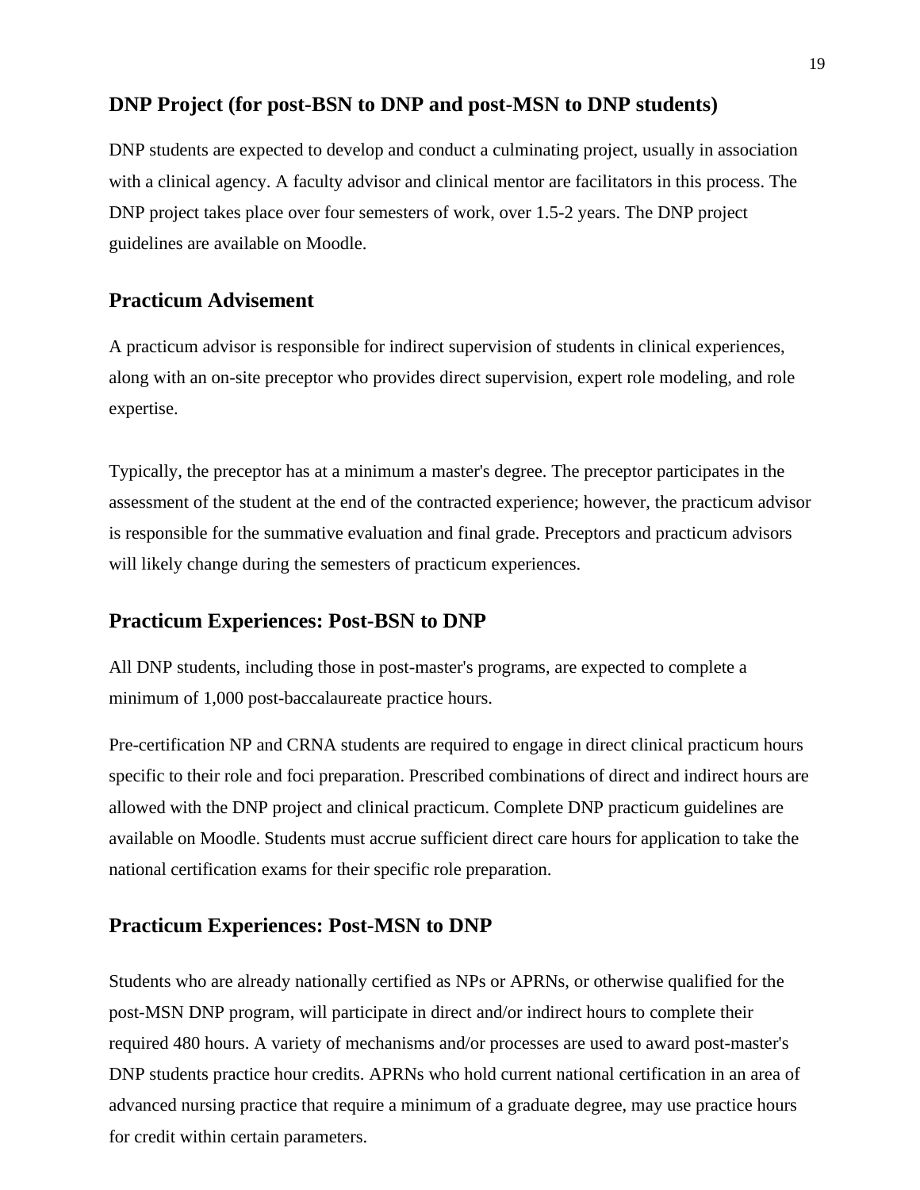## DNP Project (for post-BSN to DNP and post-MSN to DNP students)

DNP students are expected to develop and conduct a culminating project, usually in association with a clinical agency. A faculty advisor and clinical mentor are facilitators in this process. The DNP project takes place over four semesters of work, over 1.5-2 years. The DNP project guidelines are available on Moodle.

## Practicum Advisement

A practicum advisor is responsible for indirect supervision of students in clinical experiences, along with an on-site preceptor who provides direct supervision, expert role modeling, and role expertise.

Typically, the preceptor has at a minimum a master's degree. The preceptor participates in the assessment of the student at the end of the contracted experience; however, the practicum advisor is responsible for the summative evaluation and final grade. Preceptors and practicum advisors will likely change during the semesters of practicum experiences.

## Practicum Experiences: Post-BSN to DNP

All DNP students, including those in post-master's programs, are expected to complete a minimum of 1,000 post-baccalaureate practice hours.

Pre-certification NP and CRNA students are required to engage in direct clinical practicum hours specific to their role and foci preparation. Prescribed combinations of direct and indirect hours are allowed with the DNP project and clinical practicum. Complete DNP practicum guidelines are available on Moodle. Students must accrue sufficient direct care hours for application to take the national certification exams for their specific role preparation.

## Practicum Experiences: Post-MSN to DNP

Students who are already nationally certified as NPs or APRNs, or otherwise qualified for the post-MSN DNP program, will participate in direct and/or indirect hours to complete their required 480 hours. A variety of mechanisms and/or processes are used to award post-master's DNP students practice hour credits. APRNs who hold current national certification in an area of advanced nursing practice that require a minimum of a graduate degree, may use practice hours for credit within certain parameters.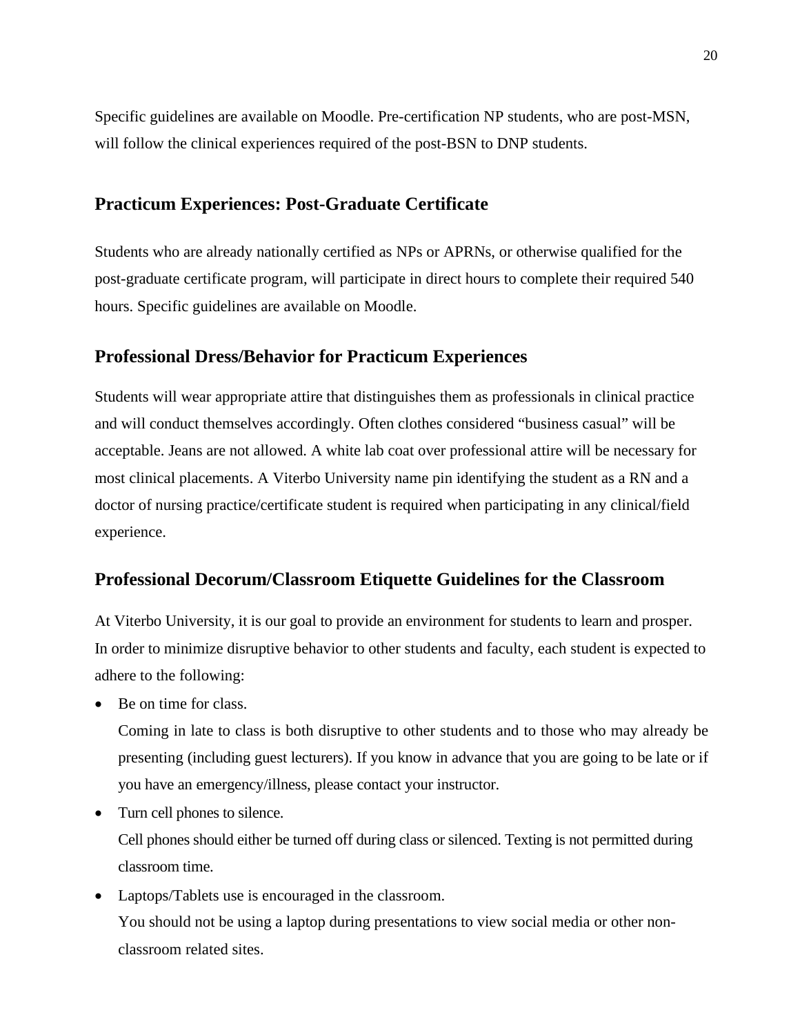Specific guidelines are available on Moodle. Pre-certification NP students, who are post-MSN, will follow the clinical experiences required of the post-BSN to DNP students.

## Practicum Experiences: Post-Graduate Certificate

Students who are already nationally certified as NPs or APRNs, or otherwise qualified for the post-graduate certificate program, will participate in direct hours to complete their required 540 hours. Specific guidelines are available on Moodle.

## Professional Dress/Behavior for Practicum Experiences

Students will wear appropriate attire that distinguishes them as professionals in clinical practice and will conduct themselves accordingly. Often clothes considered "business casual" will be acceptable. Jeans are not allowed. A white lab coat over professional attire will be necessary for most clinical placements. A Viterbo University name pin identifying the student as a RN and a doctor of nursing practice/certificate student is required when participating in any clinical/field experience.

## Professional Decorum/Classroom Etiquette Guidelines for the Classroom

At Viterbo University, it is our goal to provide an environment for students to learn and prosper. In order to minimize disruptive behavior to other students and faculty, each student is expected to adhere to the following:

- Be on time for class.
  Coming in late to class is both disruptive to other students and to those who may already be presenting (including guest lecturers). If you know in advance that you are going to be late or if you have an emergency/illness, please contact your instructor.
- Turn cell phones to silence.
  Cell phones should either be turned off during class or silenced. Texting is not permitted during classroom time.
- Laptops/Tablets use is encouraged in the classroom.
  You should not be using a laptop during presentations to view social media or other non-classroom related sites.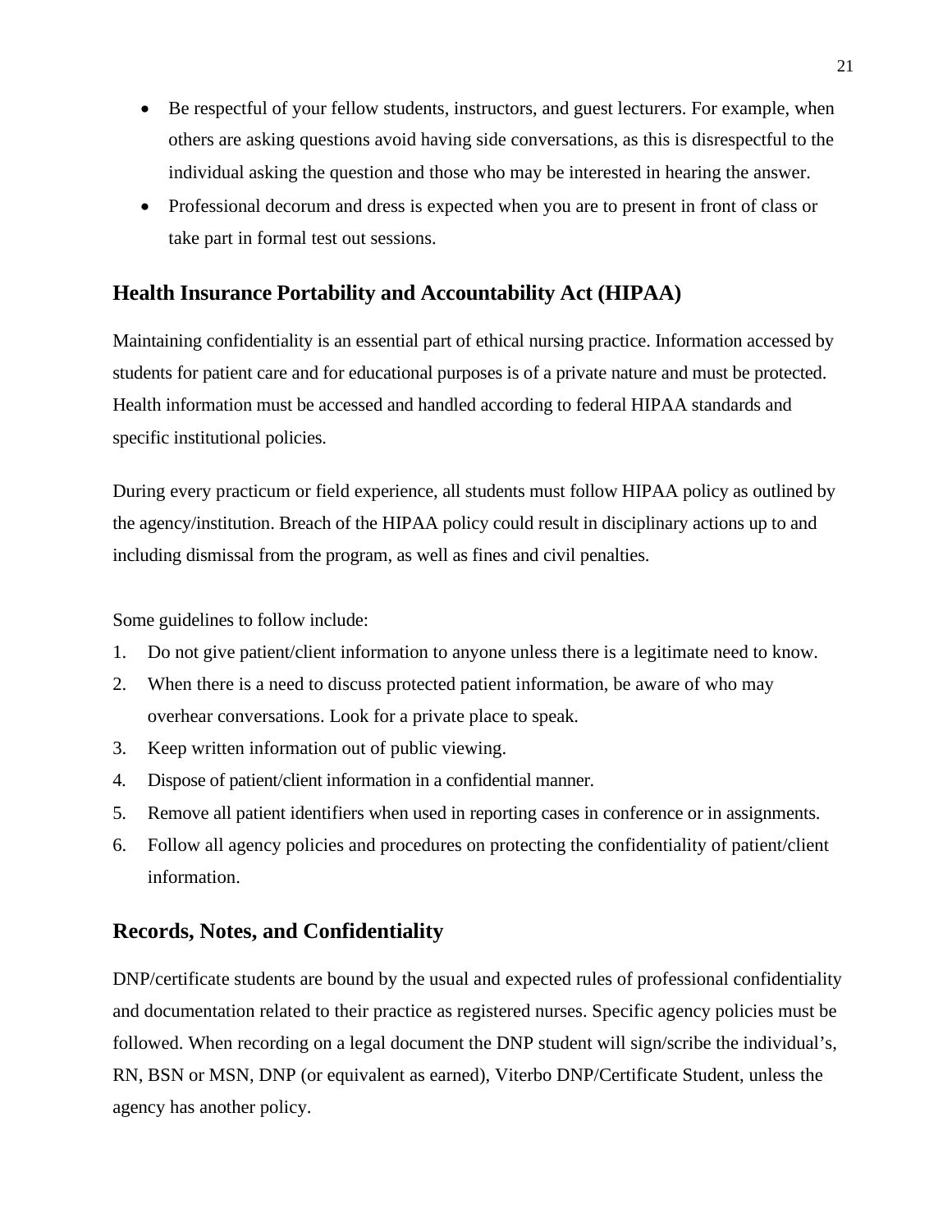- Be respectful of your fellow students, instructors, and guest lecturers. For example, when others are asking questions avoid having side conversations, as this is disrespectful to the individual asking the question and those who may be interested in hearing the answer.
- Professional decorum and dress is expected when you are to present in front of class or take part in formal test out sessions.

## Health Insurance Portability and Accountability Act (HIPAA)

Maintaining confidentiality is an essential part of ethical nursing practice. Information accessed by students for patient care and for educational purposes is of a private nature and must be protected. Health information must be accessed and handled according to federal HIPAA standards and specific institutional policies.

During every practicum or field experience, all students must follow HIPAA policy as outlined by the agency/institution. Breach of the HIPAA policy could result in disciplinary actions up to and including dismissal from the program, as well as fines and civil penalties.

Some guidelines to follow include:

1. Do not give patient/client information to anyone unless there is a legitimate need to know.
2. When there is a need to discuss protected patient information, be aware of who may overhear conversations. Look for a private place to speak.
3. Keep written information out of public viewing.
4. Dispose of patient/client information in a confidential manner.
5. Remove all patient identifiers when used in reporting cases in conference or in assignments.
6. Follow all agency policies and procedures on protecting the confidentiality of patient/client information.

## Records, Notes, and Confidentiality

DNP/certificate students are bound by the usual and expected rules of professional confidentiality and documentation related to their practice as registered nurses. Specific agency policies must be followed. When recording on a legal document the DNP student will sign/scribe the individual's, RN, BSN or MSN, DNP (or equivalent as earned), Viterbo DNP/Certificate Student, unless the agency has another policy.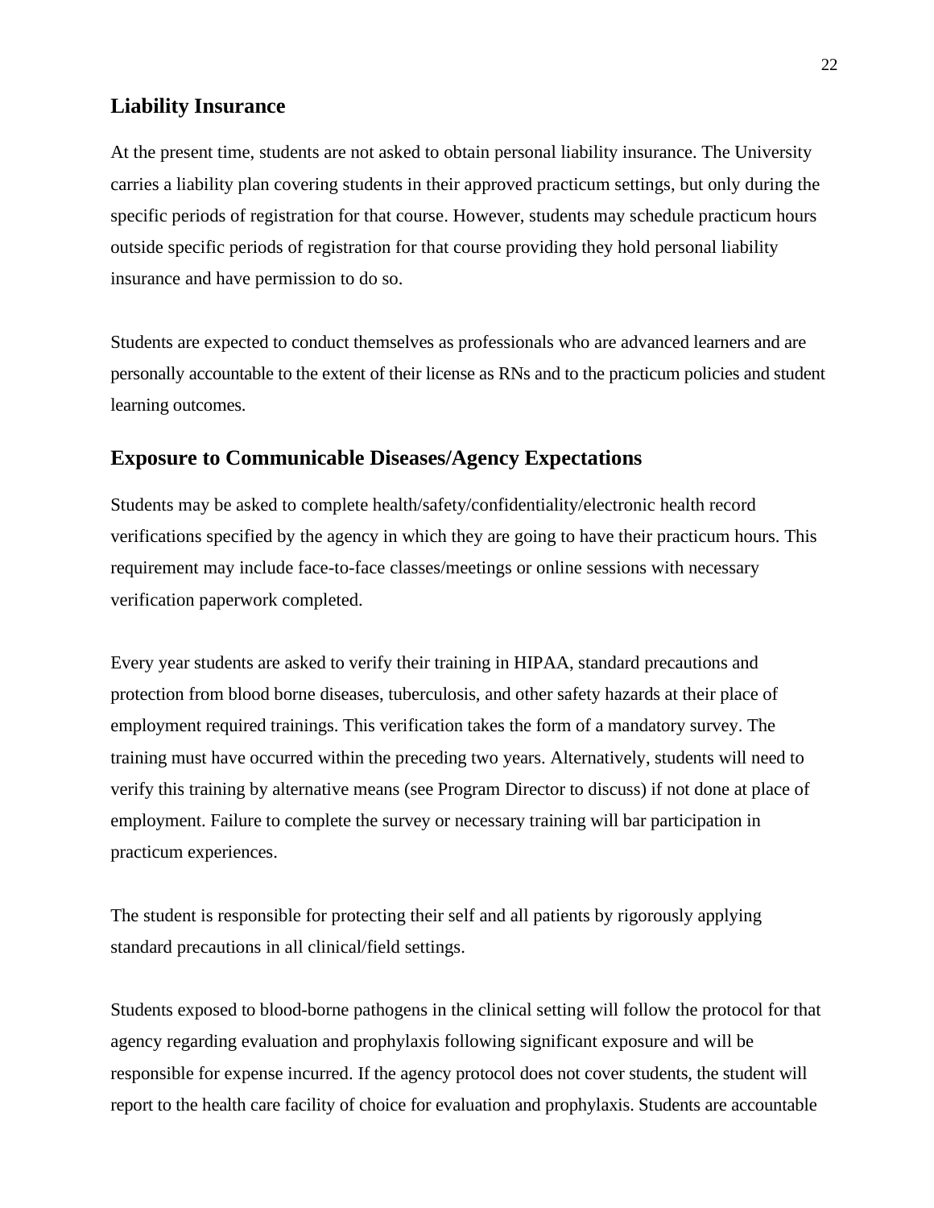## Liability Insurance

At the present time, students are not asked to obtain personal liability insurance. The University carries a liability plan covering students in their approved practicum settings, but only during the specific periods of registration for that course. However, students may schedule practicum hours outside specific periods of registration for that course providing they hold personal liability insurance and have permission to do so.

Students are expected to conduct themselves as professionals who are advanced learners and are personally accountable to the extent of their license as RNs and to the practicum policies and student learning outcomes.

## Exposure to Communicable Diseases/Agency Expectations

Students may be asked to complete health/safety/confidentiality/electronic health record verifications specified by the agency in which they are going to have their practicum hours. This requirement may include face-to-face classes/meetings or online sessions with necessary verification paperwork completed.

Every year students are asked to verify their training in HIPAA, standard precautions and protection from blood borne diseases, tuberculosis, and other safety hazards at their place of employment required trainings. This verification takes the form of a mandatory survey. The training must have occurred within the preceding two years. Alternatively, students will need to verify this training by alternative means (see Program Director to discuss) if not done at place of employment. Failure to complete the survey or necessary training will bar participation in practicum experiences.

The student is responsible for protecting their self and all patients by rigorously applying standard precautions in all clinical/field settings.

Students exposed to blood-borne pathogens in the clinical setting will follow the protocol for that agency regarding evaluation and prophylaxis following significant exposure and will be responsible for expense incurred. If the agency protocol does not cover students, the student will report to the health care facility of choice for evaluation and prophylaxis. Students are accountable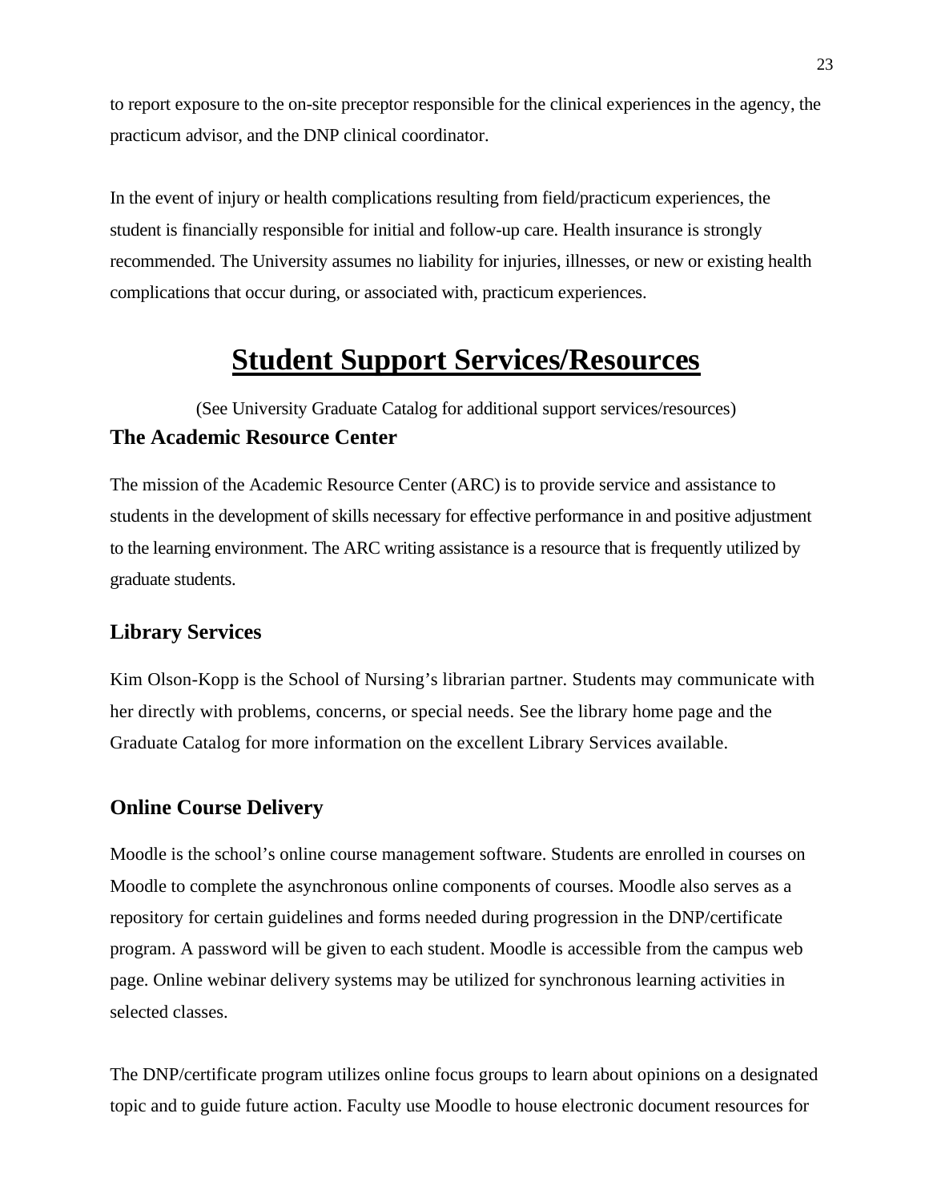to report exposure to the on-site preceptor responsible for the clinical experiences in the agency, the practicum advisor, and the DNP clinical coordinator.

In the event of injury or health complications resulting from field/practicum experiences, the student is financially responsible for initial and follow-up care. Health insurance is strongly recommended. The University assumes no liability for injuries, illnesses, or new or existing health complications that occur during, or associated with, practicum experiences.

# Student Support Services/Resources

(See University Graduate Catalog for additional support services/resources)

### The Academic Resource Center

The mission of the Academic Resource Center (ARC) is to provide service and assistance to students in the development of skills necessary for effective performance in and positive adjustment to the learning environment. The ARC writing assistance is a resource that is frequently utilized by graduate students.

### Library Services

Kim Olson-Kopp is the School of Nursing's librarian partner. Students may communicate with her directly with problems, concerns, or special needs. See the library home page and the Graduate Catalog for more information on the excellent Library Services available.

### Online Course Delivery

Moodle is the school's online course management software. Students are enrolled in courses on Moodle to complete the asynchronous online components of courses. Moodle also serves as a repository for certain guidelines and forms needed during progression in the DNP/certificate program. A password will be given to each student. Moodle is accessible from the campus web page. Online webinar delivery systems may be utilized for synchronous learning activities in selected classes.

The DNP/certificate program utilizes online focus groups to learn about opinions on a designated topic and to guide future action. Faculty use Moodle to house electronic document resources for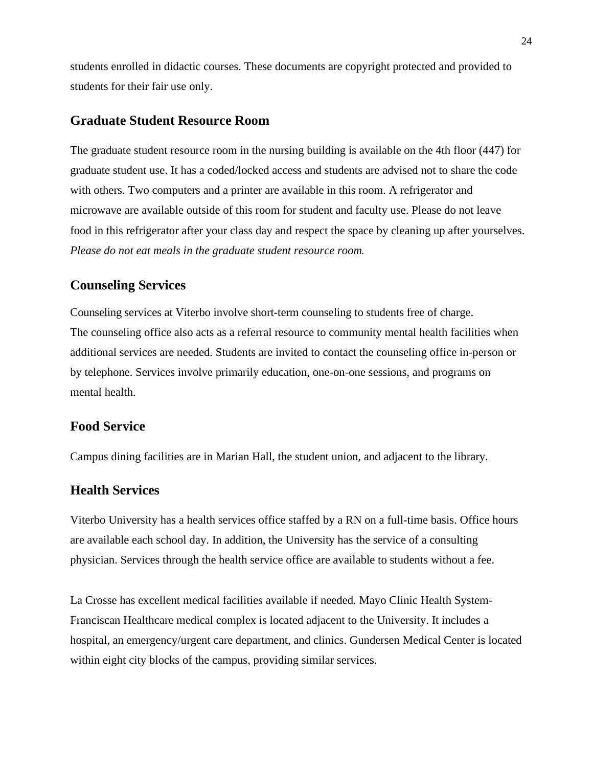students enrolled in didactic courses. These documents are copyright protected and provided to students for their fair use only.

## Graduate Student Resource Room

The graduate student resource room in the nursing building is available on the 4th floor (447) for graduate student use. It has a coded/locked access and students are advised not to share the code with others. Two computers and a printer are available in this room. A refrigerator and microwave are available outside of this room for student and faculty use. Please do not leave food in this refrigerator after your class day and respect the space by cleaning up after yourselves. *Please do not eat meals in the graduate student resource room.*

## Counseling Services

Counseling services at Viterbo involve short-term counseling to students free of charge. The counseling office also acts as a referral resource to community mental health facilities when additional services are needed. Students are invited to contact the counseling office in-person or by telephone. Services involve primarily education, one-on-one sessions, and programs on mental health.

## Food Service

Campus dining facilities are in Marian Hall, the student union, and adjacent to the library.

## Health Services

Viterbo University has a health services office staffed by a RN on a full-time basis. Office hours are available each school day. In addition, the University has the service of a consulting physician. Services through the health service office are available to students without a fee.

La Crosse has excellent medical facilities available if needed. Mayo Clinic Health System-Franciscan Healthcare medical complex is located adjacent to the University. It includes a hospital, an emergency/urgent care department, and clinics. Gundersen Medical Center is located within eight city blocks of the campus, providing similar services.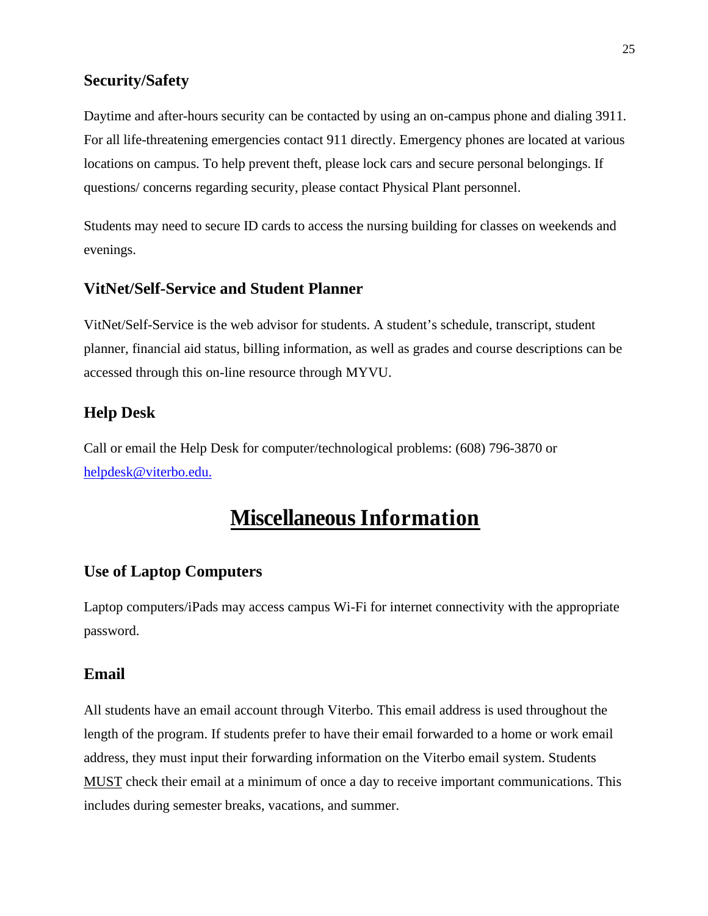### Security/Safety

Daytime and after-hours security can be contacted by using an on-campus phone and dialing 3911. For all life-threatening emergencies contact 911 directly. Emergency phones are located at various locations on campus. To help prevent theft, please lock cars and secure personal belongings. If questions/ concerns regarding security, please contact Physical Plant personnel.

Students may need to secure ID cards to access the nursing building for classes on weekends and evenings.

### VitNet/Self-Service and Student Planner

VitNet/Self-Service is the web advisor for students. A student's schedule, transcript, student planner, financial aid status, billing information, as well as grades and course descriptions can be accessed through this on-line resource through MYVU.

### Help Desk

Call or email the Help Desk for computer/technological problems: (608) 796-3870 or helpdesk@viterbo.edu.

## Miscellaneous Information

### Use of Laptop Computers

Laptop computers/iPads may access campus Wi-Fi for internet connectivity with the appropriate password.

### Email

All students have an email account through Viterbo. This email address is used throughout the length of the program. If students prefer to have their email forwarded to a home or work email address, they must input their forwarding information on the Viterbo email system. Students MUST check their email at a minimum of once a day to receive important communications. This includes during semester breaks, vacations, and summer.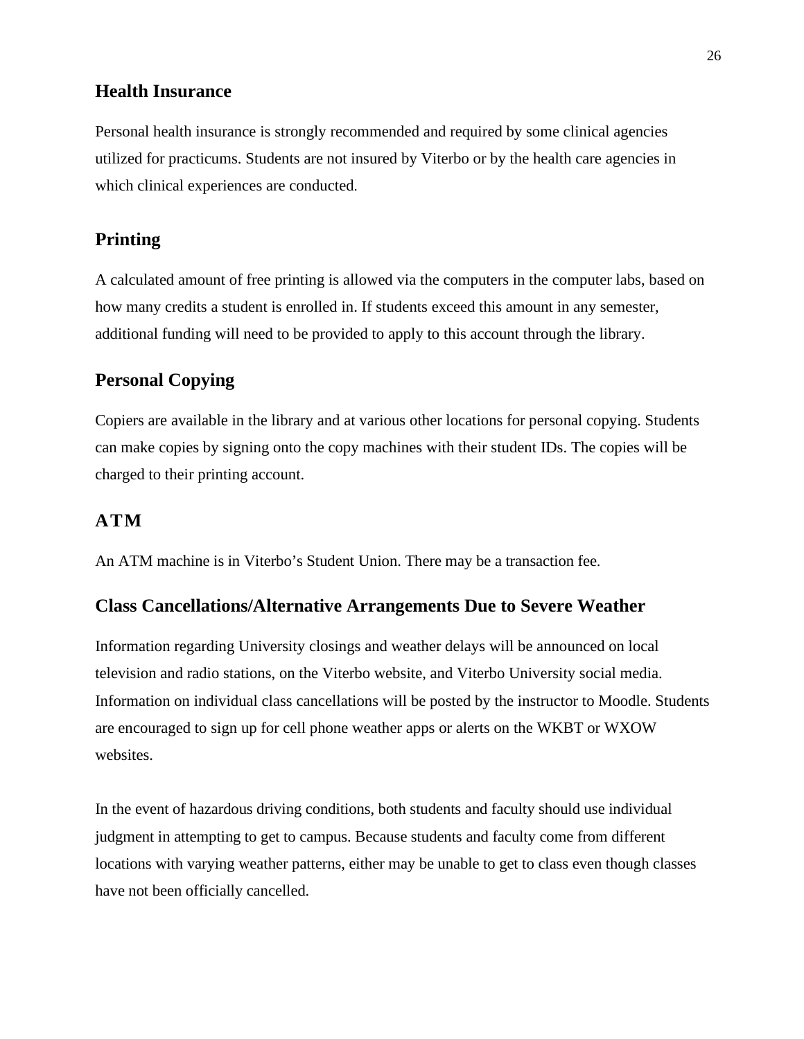## Health Insurance

Personal health insurance is strongly recommended and required by some clinical agencies utilized for practicums. Students are not insured by Viterbo or by the health care agencies in which clinical experiences are conducted.

## Printing

A calculated amount of free printing is allowed via the computers in the computer labs, based on how many credits a student is enrolled in. If students exceed this amount in any semester, additional funding will need to be provided to apply to this account through the library.

## Personal Copying

Copiers are available in the library and at various other locations for personal copying. Students can make copies by signing onto the copy machines with their student IDs. The copies will be charged to their printing account.

## ATM

An ATM machine is in Viterbo's Student Union. There may be a transaction fee.

## Class Cancellations/Alternative Arrangements Due to Severe Weather

Information regarding University closings and weather delays will be announced on local television and radio stations, on the Viterbo website, and Viterbo University social media. Information on individual class cancellations will be posted by the instructor to Moodle. Students are encouraged to sign up for cell phone weather apps or alerts on the WKBT or WXOW websites.

In the event of hazardous driving conditions, both students and faculty should use individual judgment in attempting to get to campus. Because students and faculty come from different locations with varying weather patterns, either may be unable to get to class even though classes have not been officially cancelled.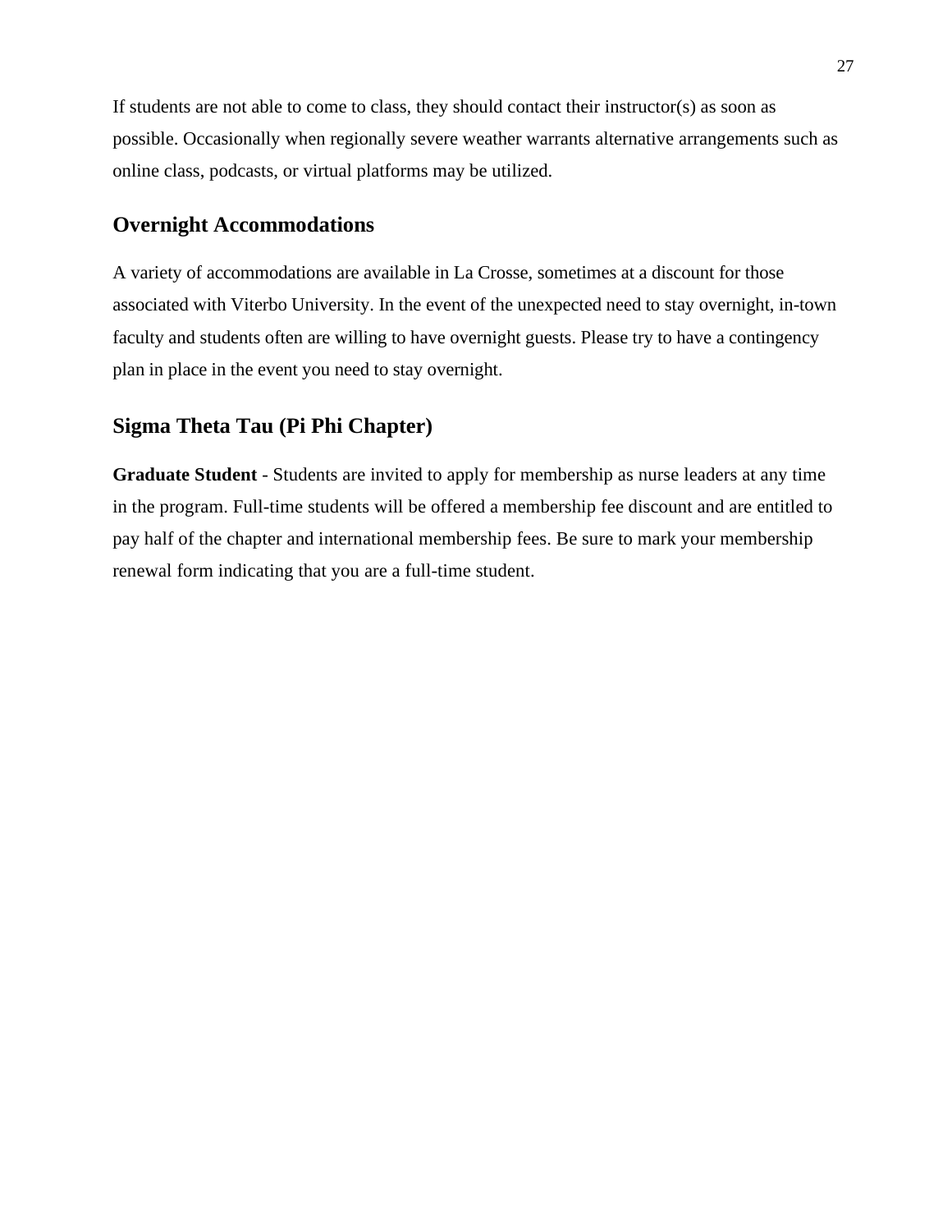If students are not able to come to class, they should contact their instructor(s) as soon as possible. Occasionally when regionally severe weather warrants alternative arrangements such as online class, podcasts, or virtual platforms may be utilized.

## Overnight Accommodations

A variety of accommodations are available in La Crosse, sometimes at a discount for those associated with Viterbo University. In the event of the unexpected need to stay overnight, in-town faculty and students often are willing to have overnight guests. Please try to have a contingency plan in place in the event you need to stay overnight.

## Sigma Theta Tau (Pi Phi Chapter)

**Graduate Student** - Students are invited to apply for membership as nurse leaders at any time in the program. Full-time students will be offered a membership fee discount and are entitled to pay half of the chapter and international membership fees. Be sure to mark your membership renewal form indicating that you are a full-time student.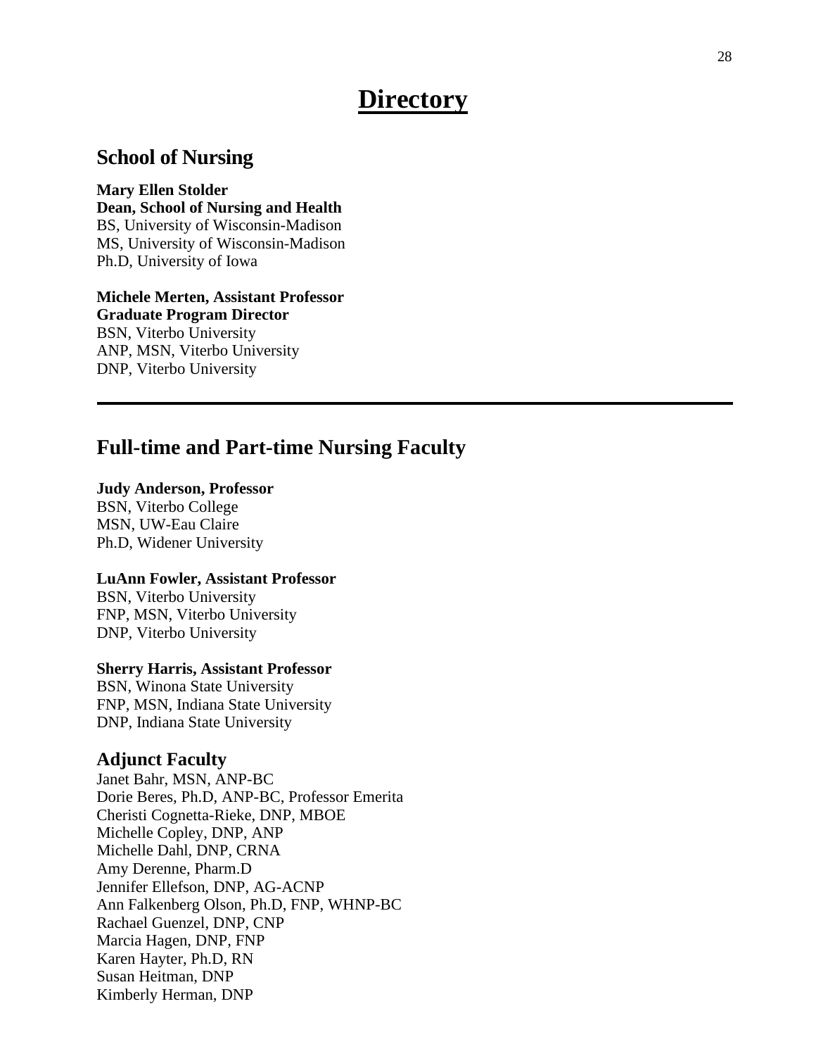# Directory

## School of Nursing

**Mary Ellen Stolder**
**Dean, School of Nursing and Health**
BS, University of Wisconsin-Madison
MS, University of Wisconsin-Madison
Ph.D, University of Iowa

**Michele Merten, Assistant Professor**
**Graduate Program Director**
BSN, Viterbo University
ANP, MSN, Viterbo University
DNP, Viterbo University

---

## Full-time and Part-time Nursing Faculty

**Judy Anderson, Professor**
BSN, Viterbo College
MSN, UW-Eau Claire
Ph.D, Widener University

**LuAnn Fowler, Assistant Professor**
BSN, Viterbo University
FNP, MSN, Viterbo University
DNP, Viterbo University

**Sherry Harris, Assistant Professor**
BSN, Winona State University
FNP, MSN, Indiana State University
DNP, Indiana State University

### Adjunct Faculty

Janet Bahr, MSN, ANP-BC
Dorie Beres, Ph.D, ANP-BC, Professor Emerita
Cheristi Cognetta-Rieke, DNP, MBOE
Michelle Copley, DNP, ANP
Michelle Dahl, DNP, CRNA
Amy Derenne, Pharm.D
Jennifer Ellefson, DNP, AG-ACNP
Ann Falkenberg Olson, Ph.D, FNP, WHNP-BC
Rachael Guenzel, DNP, CNP
Marcia Hagen, DNP, FNP
Karen Hayter, Ph.D, RN
Susan Heitman, DNP
Kimberly Herman, DNP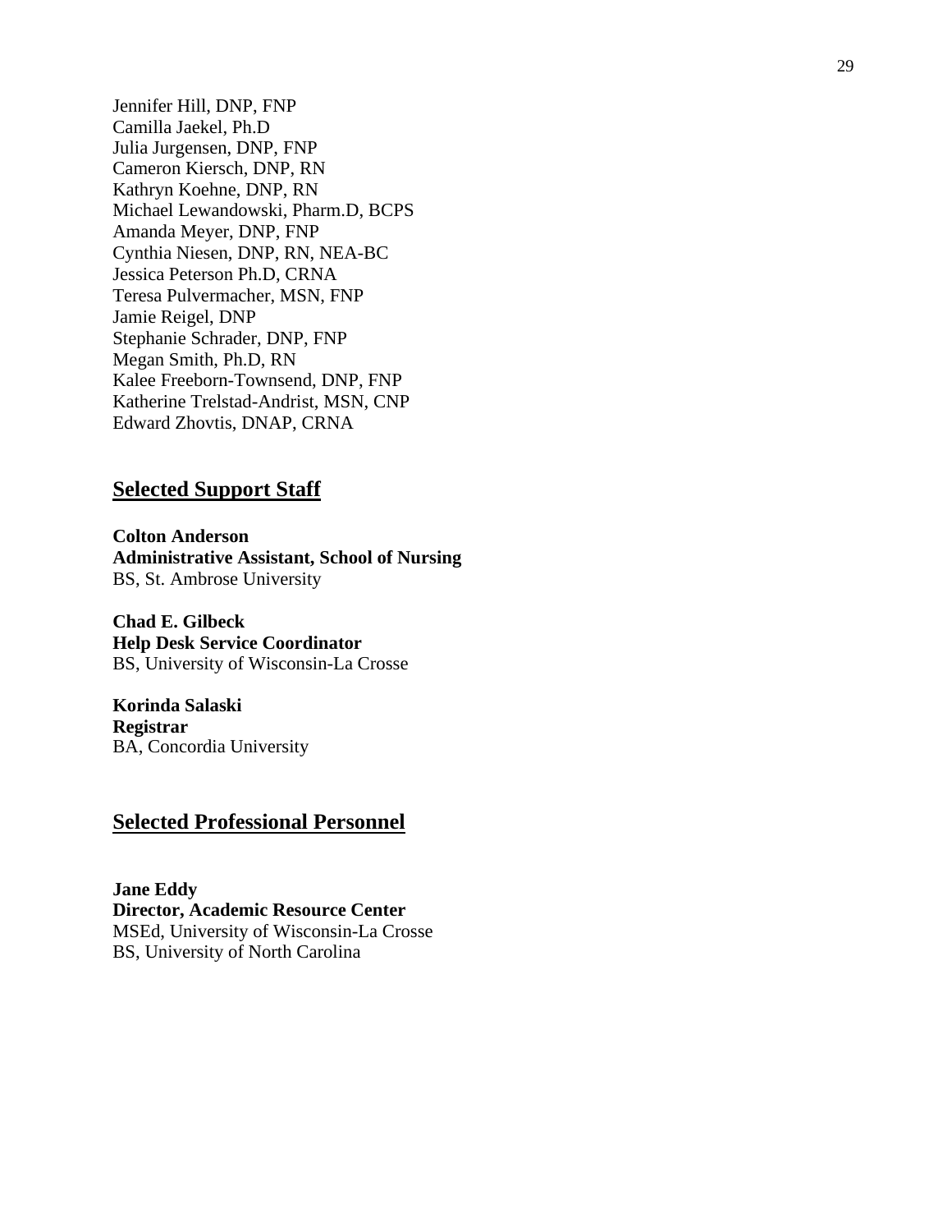Jennifer Hill, DNP, FNP
Camilla Jaekel, Ph.D
Julia Jurgensen, DNP, FNP
Cameron Kiersch, DNP, RN
Kathryn Koehne, DNP, RN
Michael Lewandowski, Pharm.D, BCPS
Amanda Meyer, DNP, FNP
Cynthia Niesen, DNP, RN, NEA-BC
Jessica Peterson Ph.D, CRNA
Teresa Pulvermacher, MSN, FNP
Jamie Reigel, DNP
Stephanie Schrader, DNP, FNP
Megan Smith, Ph.D, RN
Kalee Freeborn-Townsend, DNP, FNP
Katherine Trelstad-Andrist, MSN, CNP
Edward Zhovtis, DNAP, CRNA

## Selected Support Staff

**Colton Anderson**
**Administrative Assistant, School of Nursing**
BS, St. Ambrose University

**Chad E. Gilbeck**
**Help Desk Service Coordinator**
BS, University of Wisconsin-La Crosse

**Korinda Salaski**
**Registrar**
BA, Concordia University

## Selected Professional Personnel

**Jane Eddy**
**Director, Academic Resource Center**
MSEd, University of Wisconsin-La Crosse
BS, University of North Carolina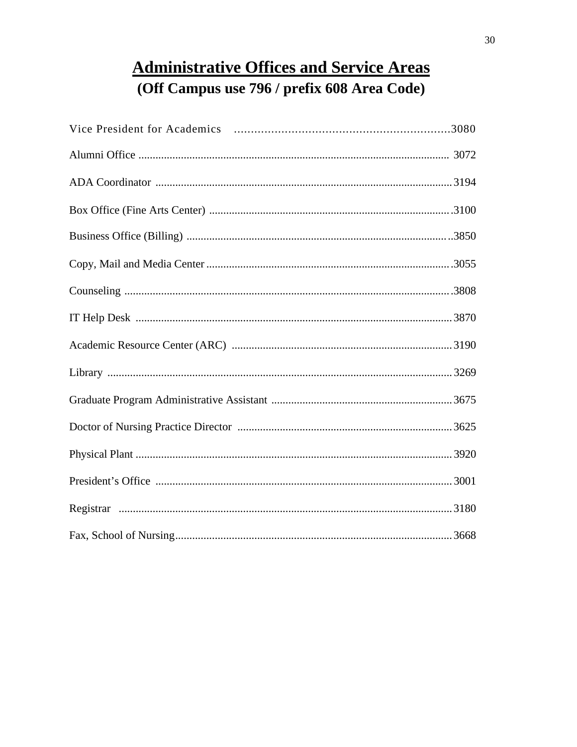# Administrative Offices and Service Areas

## (Off Campus use 796 / prefix 608 Area Code)

Vice President for Academics ................................................................3080

Alumni Office .............................................................................................................. 3072

ADA Coordinator ........................................................................................................3194

Box Office (Fine Arts Center) .....................................................................................3100

Business Office (Billing) .............................................................................................3850

Copy, Mail and Media Center......................................................................................3055

Counseling ...................................................................................................................3808

IT Help Desk ................................................................................................................3870

Academic Resource Center (ARC) ..............................................................................3190

Library .........................................................................................................................3269

Graduate Program Administrative Assistant ................................................................3675

Doctor of Nursing Practice Director ............................................................................3625

Physical Plant ...............................................................................................................3920

President's Office .........................................................................................................3001

Registrar .......................................................................................................................3180

Fax, School of Nursing..................................................................................................3668